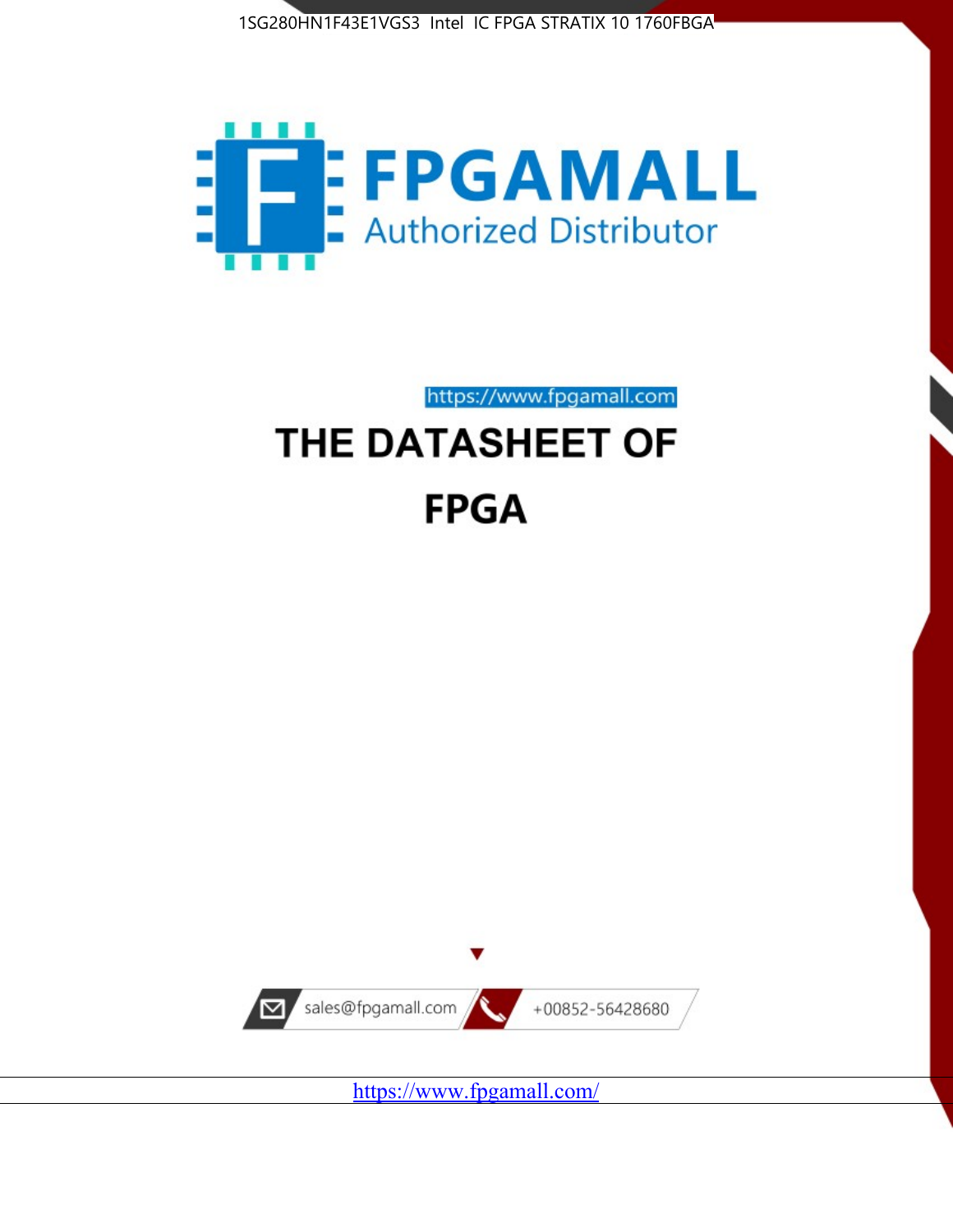1SG280HN1F43E1VGS3 Intel IC FPGA STRATIX 10 1760FBGA

**FPGAMALL**

Authorized Distributor

https://www.fpgamall.com

# THE DATASHEET OF

# FPGA

sales@fpgamall.com

+00852-56428680

https://www.fpgamall.com/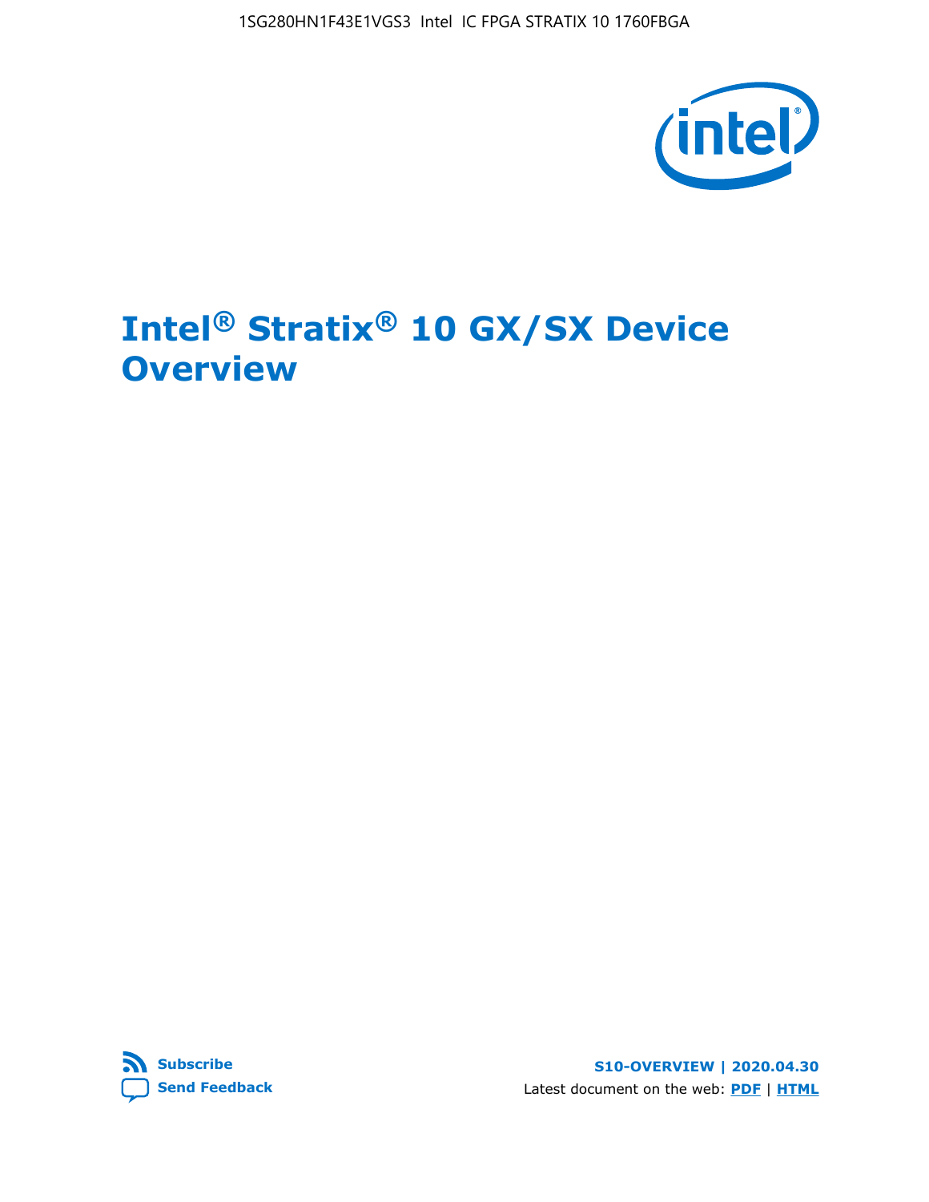# Intel® Stratix® 10 GX/SX Device Overview

S10-OVERVIEW | 2020.04.30

Latest document on the web: PDF | HTML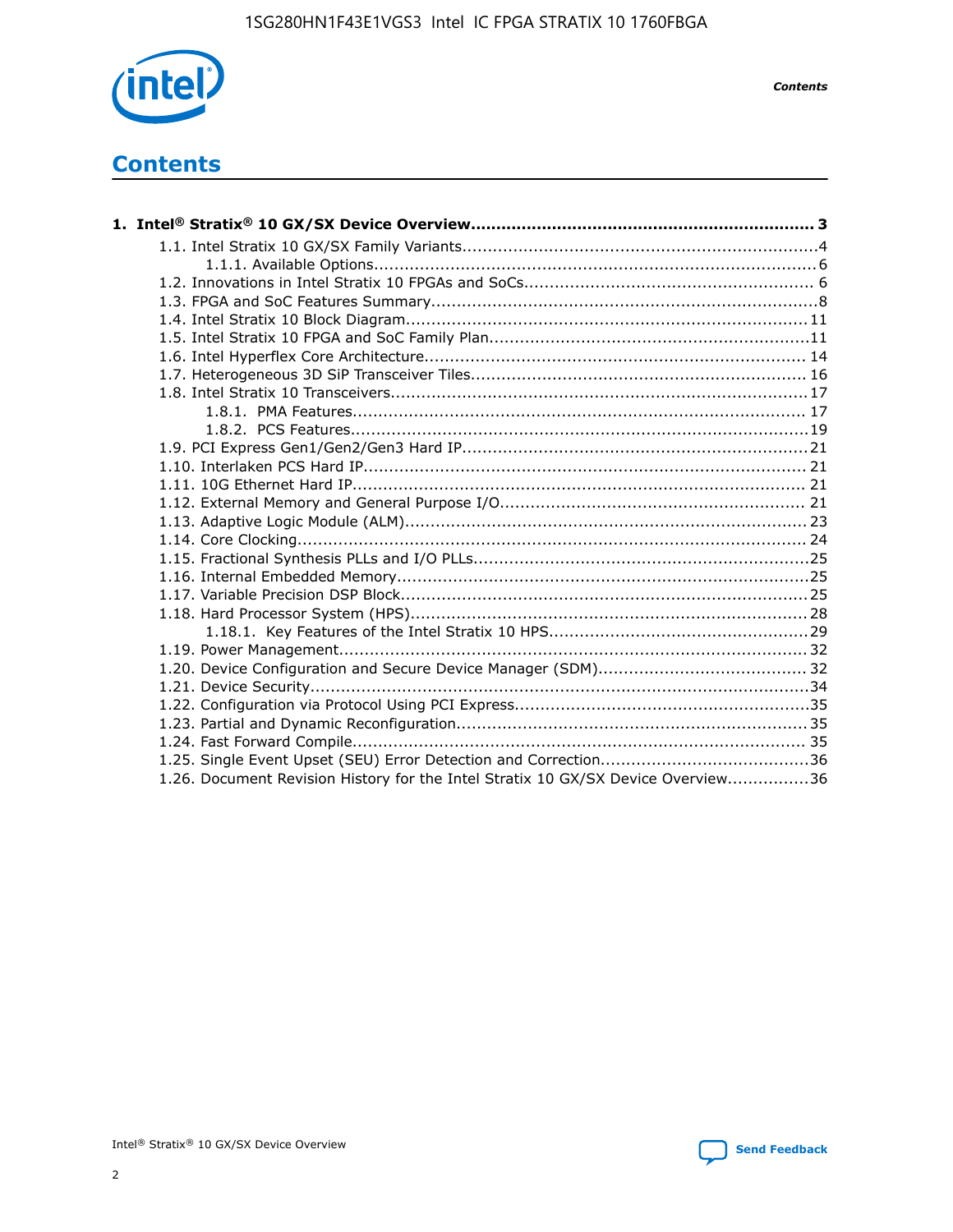# Contents

**1. Intel® Stratix® 10 GX/SX Device Overview.................................................................... 3**

- 1.1. Intel Stratix 10 GX/SX Family Variants......................................................................4
    - 1.1.1. Available Options.......................................................................................6
- 1.2. Innovations in Intel Stratix 10 FPGAs and SoCs......................................................... 6
- 1.3. FPGA and SoC Features Summary.............................................................................8
- 1.4. Intel Stratix 10 Block Diagram................................................................................11
- 1.5. Intel Stratix 10 FPGA and SoC Family Plan................................................................11
- 1.6. Intel Hyperflex Core Architecture............................................................................ 14
- 1.7. Heterogeneous 3D SiP Transceiver Tiles.................................................................. 16
- 1.8. Intel Stratix 10 Transceivers.................................................................................. 17
    - 1.8.1. PMA Features......................................................................................... 17
    - 1.8.2. PCS Features..........................................................................................19
- 1.9. PCI Express Gen1/Gen2/Gen3 Hard IP....................................................................21
- 1.10. Interlaken PCS Hard IP........................................................................................ 21
- 1.11. 10G Ethernet Hard IP.......................................................................................... 21
- 1.12. External Memory and General Purpose I/O............................................................. 21
- 1.13. Adaptive Logic Module (ALM)................................................................................ 23
- 1.14. Core Clocking..................................................................................................... 24
- 1.15. Fractional Synthesis PLLs and I/O PLLs..................................................................25
- 1.16. Internal Embedded Memory..................................................................................25
- 1.17. Variable Precision DSP Block.................................................................................25
- 1.18. Hard Processor System (HPS)...............................................................................28
    - 1.18.1. Key Features of the Intel Stratix 10 HPS...................................................29
- 1.19. Power Management............................................................................................ 32
- 1.20. Device Configuration and Secure Device Manager (SDM)......................................... 32
- 1.21. Device Security...................................................................................................34
- 1.22. Configuration via Protocol Using PCI Express..........................................................35
- 1.23. Partial and Dynamic Reconfiguration..................................................................... 35
- 1.24. Fast Forward Compile.......................................................................................... 35
- 1.25. Single Event Upset (SEU) Error Detection and Correction.........................................36
- 1.26. Document Revision History for the Intel Stratix 10 GX/SX Device Overview................36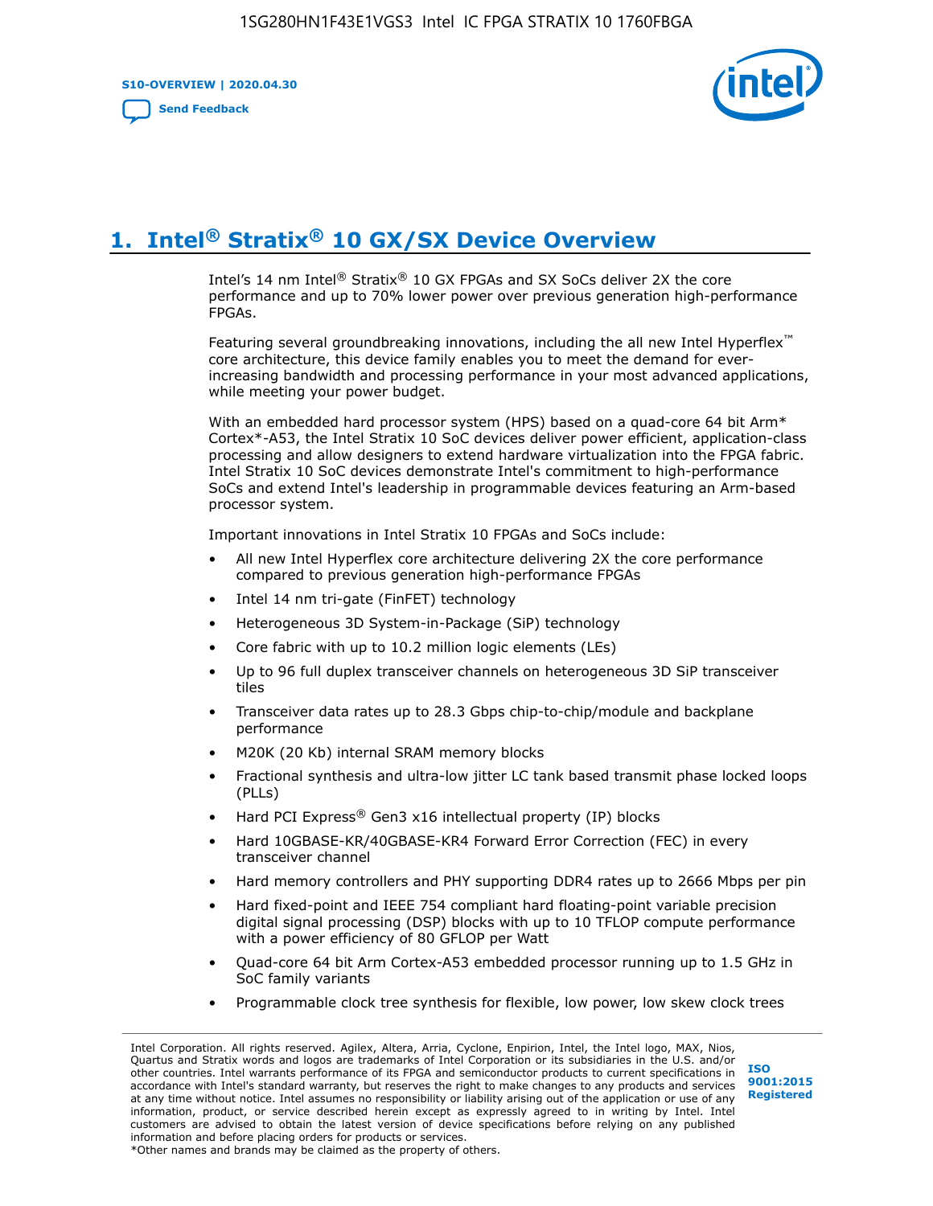# 1. Intel® Stratix® 10 GX/SX Device Overview

Intel's 14 nm Intel® Stratix® 10 GX FPGAs and SX SoCs deliver 2X the core performance and up to 70% lower power over previous generation high-performance FPGAs.

Featuring several groundbreaking innovations, including the all new Intel Hyperflex™ core architecture, this device family enables you to meet the demand for ever-increasing bandwidth and processing performance in your most advanced applications, while meeting your power budget.

With an embedded hard processor system (HPS) based on a quad-core 64 bit Arm* Cortex*-A53, the Intel Stratix 10 SoC devices deliver power efficient, application-class processing and allow designers to extend hardware virtualization into the FPGA fabric. Intel Stratix 10 SoC devices demonstrate Intel's commitment to high-performance SoCs and extend Intel's leadership in programmable devices featuring an Arm-based processor system.

Important innovations in Intel Stratix 10 FPGAs and SoCs include:

- All new Intel Hyperflex core architecture delivering 2X the core performance compared to previous generation high-performance FPGAs
- Intel 14 nm tri-gate (FinFET) technology
- Heterogeneous 3D System-in-Package (SiP) technology
- Core fabric with up to 10.2 million logic elements (LEs)
- Up to 96 full duplex transceiver channels on heterogeneous 3D SiP transceiver tiles
- Transceiver data rates up to 28.3 Gbps chip-to-chip/module and backplane performance
- M20K (20 Kb) internal SRAM memory blocks
- Fractional synthesis and ultra-low jitter LC tank based transmit phase locked loops (PLLs)
- Hard PCI Express® Gen3 x16 intellectual property (IP) blocks
- Hard 10GBASE-KR/40GBASE-KR4 Forward Error Correction (FEC) in every transceiver channel
- Hard memory controllers and PHY supporting DDR4 rates up to 2666 Mbps per pin
- Hard fixed-point and IEEE 754 compliant hard floating-point variable precision digital signal processing (DSP) blocks with up to 10 TFLOP compute performance with a power efficiency of 80 GFLOP per Watt
- Quad-core 64 bit Arm Cortex-A53 embedded processor running up to 1.5 GHz in SoC family variants
- Programmable clock tree synthesis for flexible, low power, low skew clock trees

Intel Corporation. All rights reserved. Agilex, Altera, Arria, Cyclone, Enpirion, Intel, the Intel logo, MAX, Nios, Quartus and Stratix words and logos are trademarks of Intel Corporation or its subsidiaries in the U.S. and/or other countries. Intel warrants performance of its FPGA and semiconductor products to current specifications in accordance with Intel's standard warranty, but reserves the right to make changes to any products and services at any time without notice. Intel assumes no responsibility or liability arising out of the application or use of any information, product, or service described herein except as expressly agreed to in writing by Intel. Intel customers are advised to obtain the latest version of device specifications before relying on any published information and before placing orders for products or services.
*Other names and brands may be claimed as the property of others.

ISO 9001:2015 Registered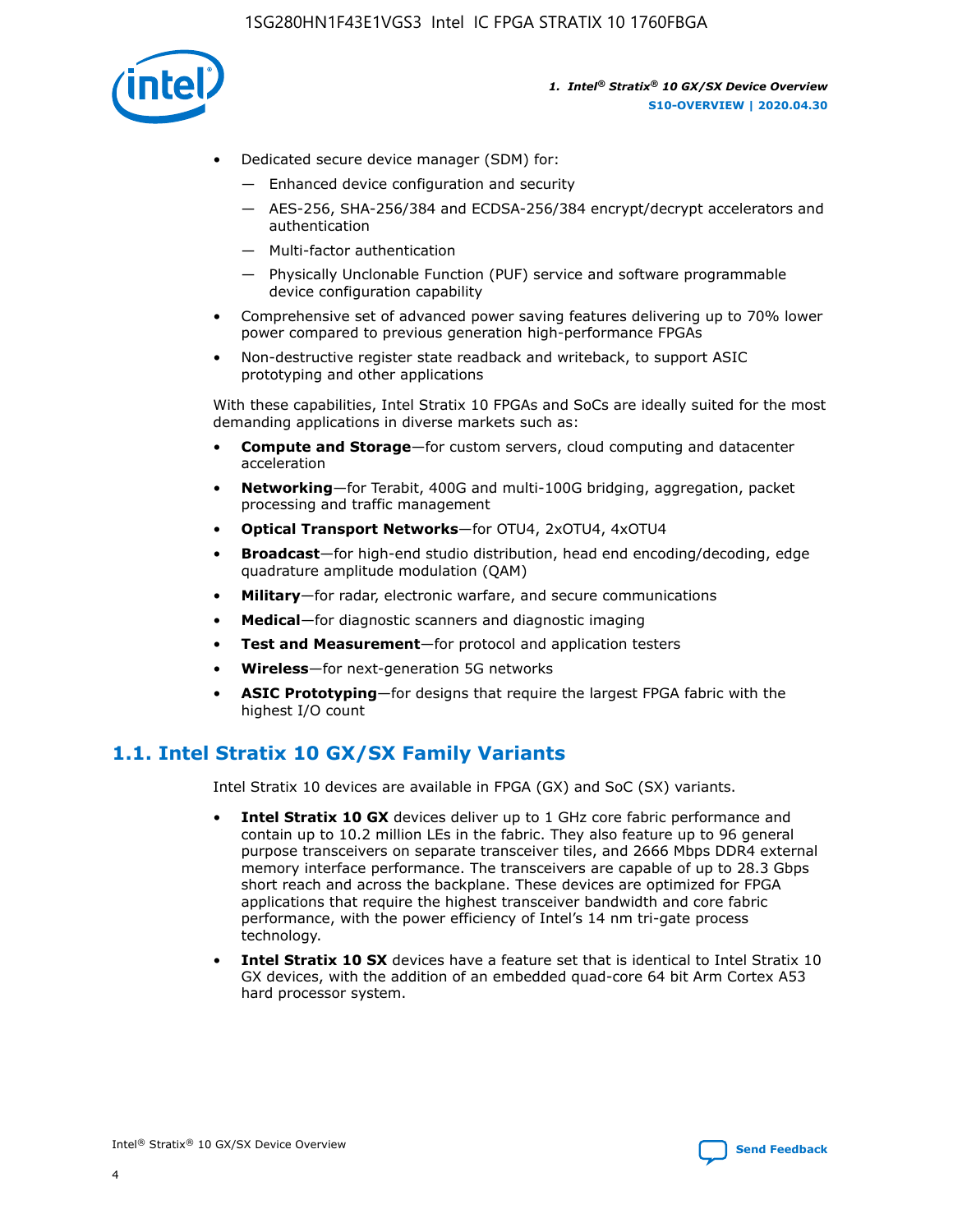- Dedicated secure device manager (SDM) for:
  - Enhanced device configuration and security
  - AES-256, SHA-256/384 and ECDSA-256/384 encrypt/decrypt accelerators and authentication
  - Multi-factor authentication
  - Physically Unclonable Function (PUF) service and software programmable device configuration capability
- Comprehensive set of advanced power saving features delivering up to 70% lower power compared to previous generation high-performance FPGAs
- Non-destructive register state readback and writeback, to support ASIC prototyping and other applications

With these capabilities, Intel Stratix 10 FPGAs and SoCs are ideally suited for the most demanding applications in diverse markets such as:

- **Compute and Storage**—for custom servers, cloud computing and datacenter acceleration
- **Networking**—for Terabit, 400G and multi-100G bridging, aggregation, packet processing and traffic management
- **Optical Transport Networks**—for OTU4, 2xOTU4, 4xOTU4
- **Broadcast**—for high-end studio distribution, head end encoding/decoding, edge quadrature amplitude modulation (QAM)
- **Military**—for radar, electronic warfare, and secure communications
- **Medical**—for diagnostic scanners and diagnostic imaging
- **Test and Measurement**—for protocol and application testers
- **Wireless**—for next-generation 5G networks
- **ASIC Prototyping**—for designs that require the largest FPGA fabric with the highest I/O count

## 1.1. Intel Stratix 10 GX/SX Family Variants

Intel Stratix 10 devices are available in FPGA (GX) and SoC (SX) variants.

- **Intel Stratix 10 GX** devices deliver up to 1 GHz core fabric performance and contain up to 10.2 million LEs in the fabric. They also feature up to 96 general purpose transceivers on separate transceiver tiles, and 2666 Mbps DDR4 external memory interface performance. The transceivers are capable of up to 28.3 Gbps short reach and across the backplane. These devices are optimized for FPGA applications that require the highest transceiver bandwidth and core fabric performance, with the power efficiency of Intel's 14 nm tri-gate process technology.
- **Intel Stratix 10 SX** devices have a feature set that is identical to Intel Stratix 10 GX devices, with the addition of an embedded quad-core 64 bit Arm Cortex A53 hard processor system.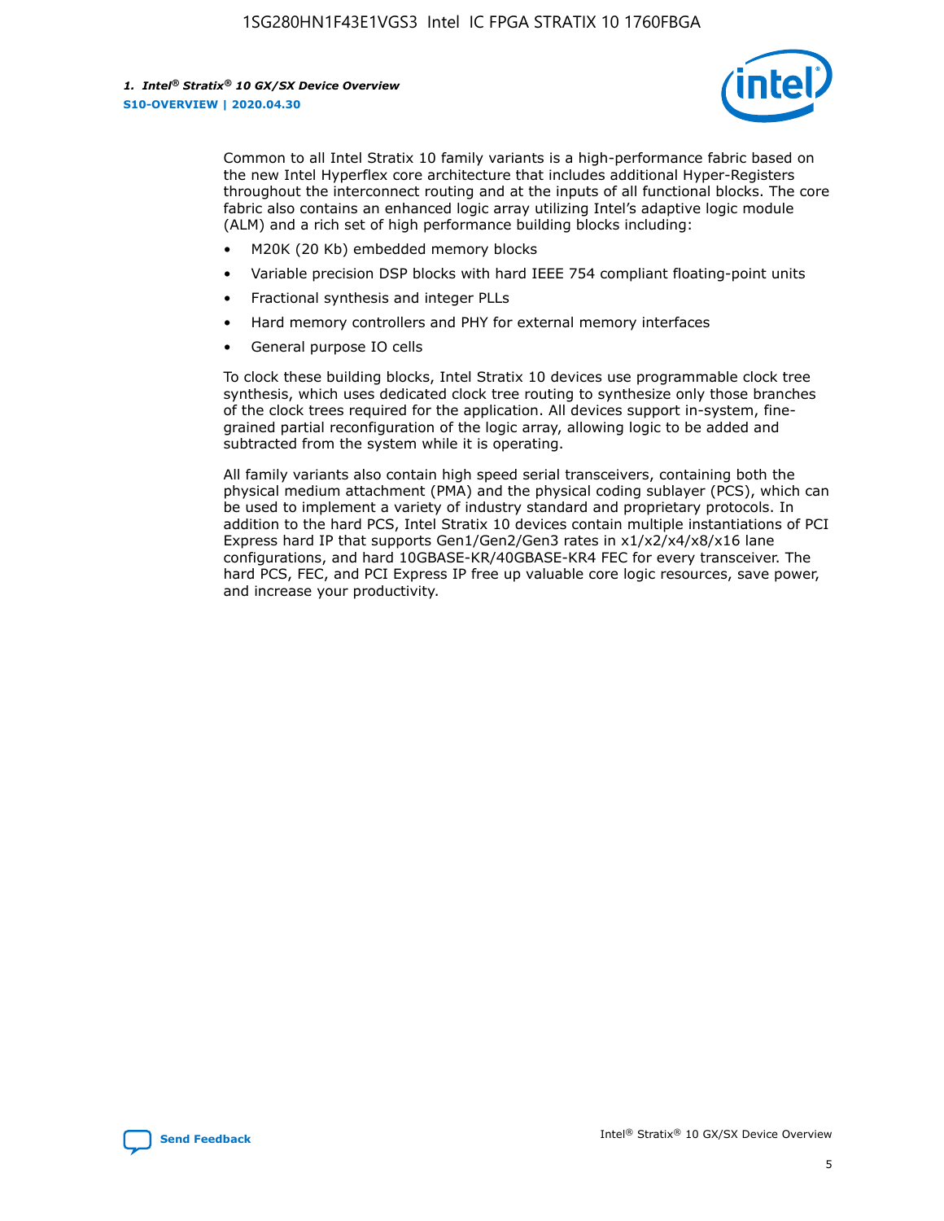Common to all Intel Stratix 10 family variants is a high-performance fabric based on the new Intel Hyperflex core architecture that includes additional Hyper-Registers throughout the interconnect routing and at the inputs of all functional blocks. The core fabric also contains an enhanced logic array utilizing Intel's adaptive logic module (ALM) and a rich set of high performance building blocks including:

- M20K (20 Kb) embedded memory blocks
- Variable precision DSP blocks with hard IEEE 754 compliant floating-point units
- Fractional synthesis and integer PLLs
- Hard memory controllers and PHY for external memory interfaces
- General purpose IO cells

To clock these building blocks, Intel Stratix 10 devices use programmable clock tree synthesis, which uses dedicated clock tree routing to synthesize only those branches of the clock trees required for the application. All devices support in-system, fine-grained partial reconfiguration of the logic array, allowing logic to be added and subtracted from the system while it is operating.

All family variants also contain high speed serial transceivers, containing both the physical medium attachment (PMA) and the physical coding sublayer (PCS), which can be used to implement a variety of industry standard and proprietary protocols. In addition to the hard PCS, Intel Stratix 10 devices contain multiple instantiations of PCI Express hard IP that supports Gen1/Gen2/Gen3 rates in x1/x2/x4/x8/x16 lane configurations, and hard 10GBASE-KR/40GBASE-KR4 FEC for every transceiver. The hard PCS, FEC, and PCI Express IP free up valuable core logic resources, save power, and increase your productivity.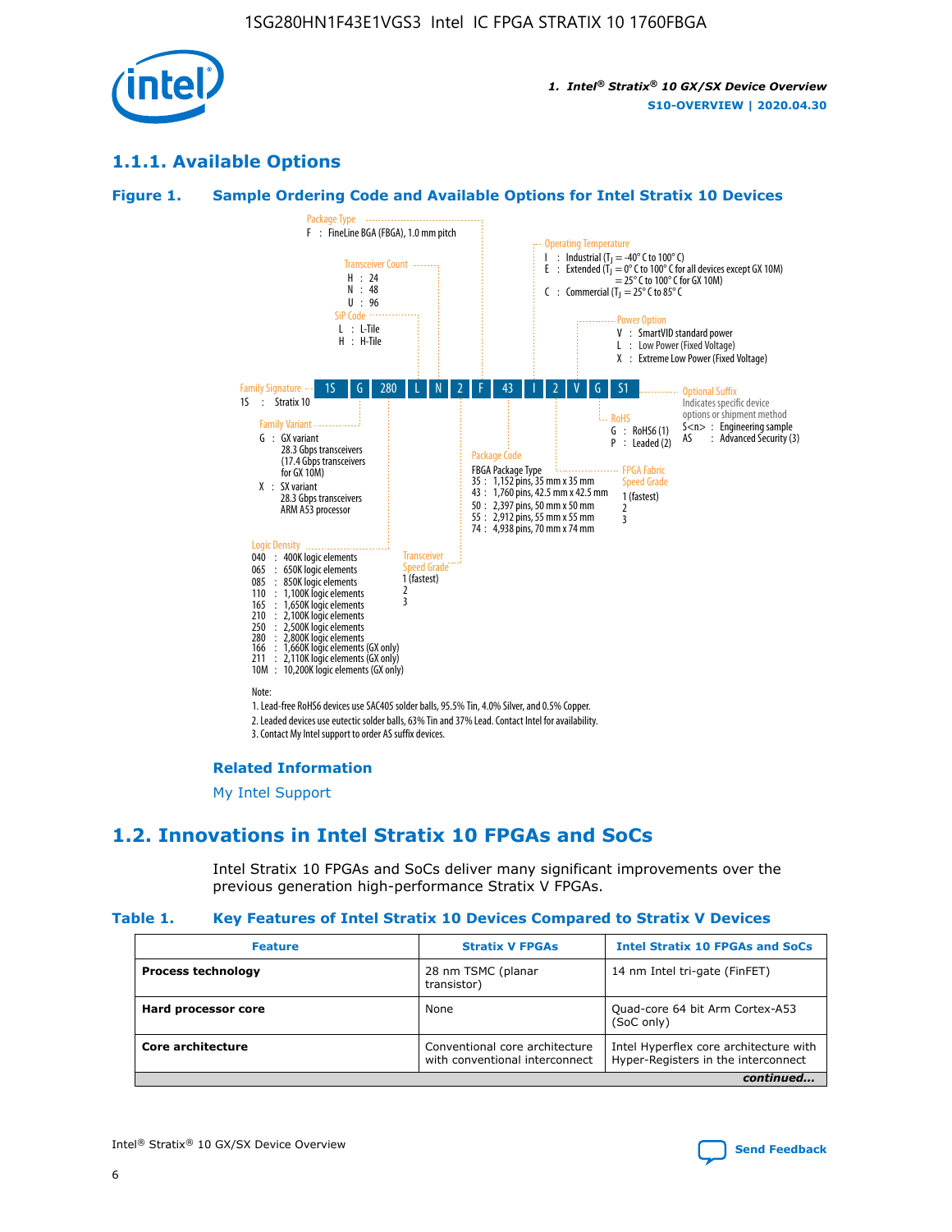## 1.1.1. Available Options

### Figure 1. Sample Ordering Code and Available Options for Intel Stratix 10 Devices

| 1S | G | 280 | L | N | 2 | F | 43 | I | 2 | V | G | S1 |
|---|---|---|---|---|---|---|---|---|---|---|---|---|

**Family Signature**
1S : Stratix 10

**Family Variant**
G : GX variant
28.3 Gbps transceivers
(17.4 Gbps transceivers for GX 10M)
X : SX variant
28.3 Gbps transceivers
ARM A53 processor

**Logic Density**
040 : 400K logic elements
065 : 650K logic elements
085 : 850K logic elements
110 : 1,100K logic elements
165 : 1,650K logic elements
210 : 2,100K logic elements
250 : 2,500K logic elements
280 : 2,800K logic elements
166 : 1,660K logic elements (GX only)
211 : 2,110K logic elements (GX only)
10M : 10,200K logic elements (GX only)

**SiP Code**
L : L-Tile
H : H-Tile

**Transceiver Count**
H : 24
N : 48
U : 96

**Transceiver Speed Grade**
1 (fastest)
2
3

**Package Type**
F : FineLine BGA (FBGA), 1.0 mm pitch

**Package Code**
FBGA Package Type
35 : 1,152 pins, 35 mm x 35 mm
43 : 1,760 pins, 42.5 mm x 42.5 mm
50 : 2,397 pins, 50 mm x 50 mm
55 : 2,912 pins, 55 mm x 55 mm
74 : 4,938 pins, 70 mm x 74 mm

**Operating Temperature**
I : Industrial ($T_J$ = -40° C to 100° C)
E : Extended ($T_J$ = 0° C to 100° C for all devices except GX 10M) = 25° C to 100° C for GX 10M)
C : Commercial ($T_J$ = 25° C to 85° C

**FPGA Fabric Speed Grade**
1 (fastest)
2
3

**Power Option**
V : SmartVID standard power
L : Low Power (Fixed Voltage)
X : Extreme Low Power (Fixed Voltage)

**RoHS**
G : RoHS6 (1)
P : Leaded (2)

**Optional Suffix**
Indicates specific device options or shipment method
S<n> : Engineering sample
AS : Advanced Security (3)

Note:
1. Lead-free RoHS6 devices use SAC405 solder balls, 95.5% Tin, 4.0% Silver, and 0.5% Copper.
2. Leaded devices use eutectic solder balls, 63% Tin and 37% Lead. Contact Intel for availability.
3. Contact My Intel support to order AS suffix devices.

### Related Information

My Intel Support

## 1.2. Innovations in Intel Stratix 10 FPGAs and SoCs

Intel Stratix 10 FPGAs and SoCs deliver many significant improvements over the previous generation high-performance Stratix V FPGAs.

### Table 1. Key Features of Intel Stratix 10 Devices Compared to Stratix V Devices

| Feature | Stratix V FPGAs | Intel Stratix 10 FPGAs and SoCs |
|---|---|---|
| **Process technology** | 28 nm TSMC (planar transistor) | 14 nm Intel tri-gate (FinFET) |
| **Hard processor core** | None | Quad-core 64 bit Arm Cortex-A53 (SoC only) |
| **Core architecture** | Conventional core architecture with conventional interconnect | Intel Hyperflex core architecture with Hyper-Registers in the interconnect |

*continued...*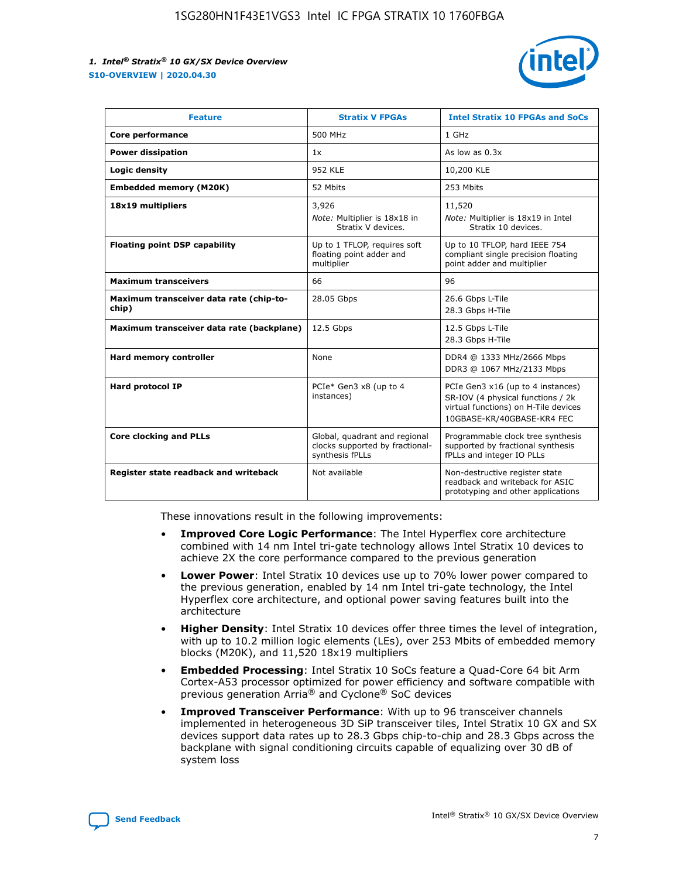| Feature | Stratix V FPGAs | Intel Stratix 10 FPGAs and SoCs |
| --- | --- | --- |
| **Core performance** | 500 MHz | 1 GHz |
| **Power dissipation** | 1x | As low as 0.3x |
| **Logic density** | 952 KLE | 10,200 KLE |
| **Embedded memory (M20K)** | 52 Mbits | 253 Mbits |
| **18x19 multipliers** | 3,926<br>*Note:* Multiplier is 18x18 in Stratix V devices. | 11,520<br>*Note:* Multiplier is 18x19 in Intel Stratix 10 devices. |
| **Floating point DSP capability** | Up to 1 TFLOP, requires soft floating point adder and multiplier | Up to 10 TFLOP, hard IEEE 754 compliant single precision floating point adder and multiplier |
| **Maximum transceivers** | 66 | 96 |
| **Maximum transceiver data rate (chip-to-chip)** | 28.05 Gbps | 26.6 Gbps L-Tile<br>28.3 Gbps H-Tile |
| **Maximum transceiver data rate (backplane)** | 12.5 Gbps | 12.5 Gbps L-Tile<br>28.3 Gbps H-Tile |
| **Hard memory controller** | None | DDR4 @ 1333 MHz/2666 Mbps<br>DDR3 @ 1067 MHz/2133 Mbps |
| **Hard protocol IP** | PCIe* Gen3 x8 (up to 4 instances) | PCIe Gen3 x16 (up to 4 instances)<br>SR-IOV (4 physical functions / 2k virtual functions) on H-Tile devices<br>10GBASE-KR/40GBASE-KR4 FEC |
| **Core clocking and PLLs** | Global, quadrant and regional clocks supported by fractional-synthesis fPLLs | Programmable clock tree synthesis supported by fractional synthesis fPLLs and integer IO PLLs |
| **Register state readback and writeback** | Not available | Non-destructive register state readback and writeback for ASIC prototyping and other applications |

These innovations result in the following improvements:

- **Improved Core Logic Performance**: The Intel Hyperflex core architecture combined with 14 nm Intel tri-gate technology allows Intel Stratix 10 devices to achieve 2X the core performance compared to the previous generation
- **Lower Power**: Intel Stratix 10 devices use up to 70% lower power compared to the previous generation, enabled by 14 nm Intel tri-gate technology, the Intel Hyperflex core architecture, and optional power saving features built into the architecture
- **Higher Density**: Intel Stratix 10 devices offer three times the level of integration, with up to 10.2 million logic elements (LEs), over 253 Mbits of embedded memory blocks (M20K), and 11,520 18x19 multipliers
- **Embedded Processing**: Intel Stratix 10 SoCs feature a Quad-Core 64 bit Arm Cortex-A53 processor optimized for power efficiency and software compatible with previous generation Arria® and Cyclone® SoC devices
- **Improved Transceiver Performance**: With up to 96 transceiver channels implemented in heterogeneous 3D SiP transceiver tiles, Intel Stratix 10 GX and SX devices support data rates up to 28.3 Gbps chip-to-chip and 28.3 Gbps across the backplane with signal conditioning circuits capable of equalizing over 30 dB of system loss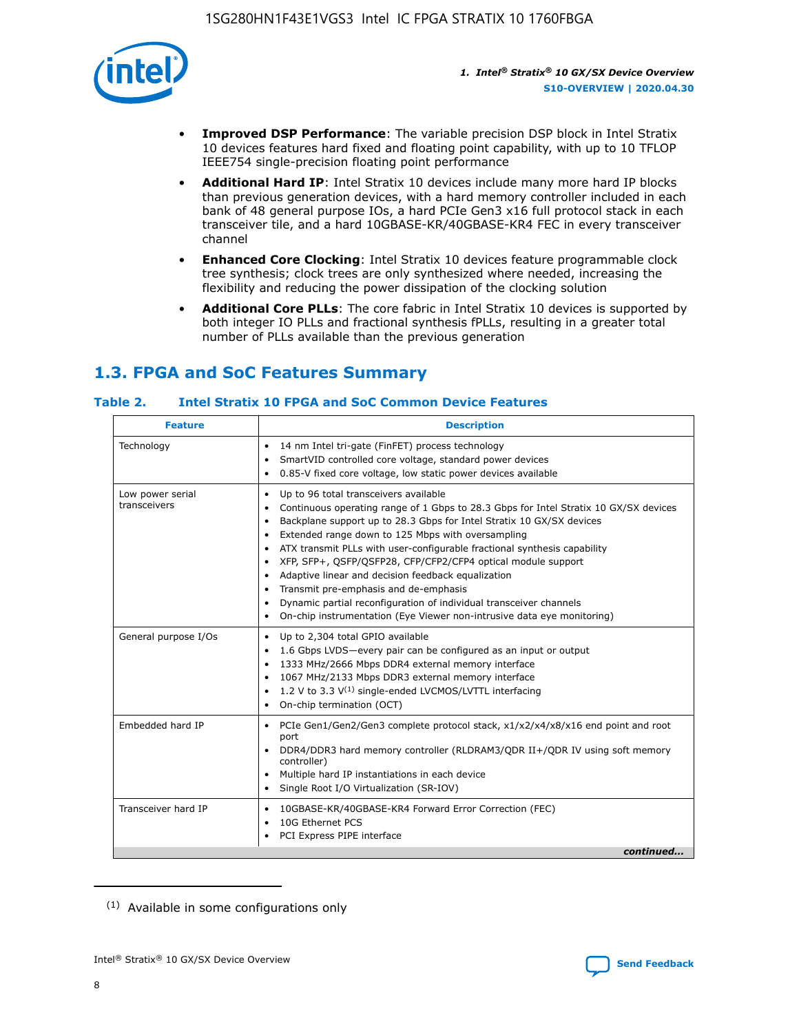- **Improved DSP Performance**: The variable precision DSP block in Intel Stratix 10 devices features hard fixed and floating point capability, with up to 10 TFLOP IEEE754 single-precision floating point performance
- **Additional Hard IP**: Intel Stratix 10 devices include many more hard IP blocks than previous generation devices, with a hard memory controller included in each bank of 48 general purpose IOs, a hard PCIe Gen3 x16 full protocol stack in each transceiver tile, and a hard 10GBASE-KR/40GBASE-KR4 FEC in every transceiver channel
- **Enhanced Core Clocking**: Intel Stratix 10 devices feature programmable clock tree synthesis; clock trees are only synthesized where needed, increasing the flexibility and reducing the power dissipation of the clocking solution
- **Additional Core PLLs**: The core fabric in Intel Stratix 10 devices is supported by both integer IO PLLs and fractional synthesis fPLLs, resulting in a greater total number of PLLs available than the previous generation

## 1.3. FPGA and SoC Features Summary

### Table 2. Intel Stratix 10 FPGA and SoC Common Device Features

| Feature | Description |
|---|---|
| Technology | • 14 nm Intel tri-gate (FinFET) process technology<br>• SmartVID controlled core voltage, standard power devices<br>• 0.85-V fixed core voltage, low static power devices available |
| Low power serial transceivers | • Up to 96 total transceivers available<br>• Continuous operating range of 1 Gbps to 28.3 Gbps for Intel Stratix 10 GX/SX devices<br>• Backplane support up to 28.3 Gbps for Intel Stratix 10 GX/SX devices<br>• Extended range down to 125 Mbps with oversampling<br>• ATX transmit PLLs with user-configurable fractional synthesis capability<br>• XFP, SFP+, QSFP/QSFP28, CFP/CFP2/CFP4 optical module support<br>• Adaptive linear and decision feedback equalization<br>• Transmit pre-emphasis and de-emphasis<br>• Dynamic partial reconfiguration of individual transceiver channels<br>• On-chip instrumentation (Eye Viewer non-intrusive data eye monitoring) |
| General purpose I/Os | • Up to 2,304 total GPIO available<br>• 1.6 Gbps LVDS—every pair can be configured as an input or output<br>• 1333 MHz/2666 Mbps DDR4 external memory interface<br>• 1067 MHz/2133 Mbps DDR3 external memory interface<br>• 1.2 V to 3.3 V[(1)] single-ended LVCMOS/LVTTL interfacing<br>• On-chip termination (OCT) |
| Embedded hard IP | • PCIe Gen1/Gen2/Gen3 complete protocol stack, x1/x2/x4/x8/x16 end point and root port<br>• DDR4/DDR3 hard memory controller (RLDRAM3/QDR II+/QDR IV using soft memory controller)<br>• Multiple hard IP instantiations in each device<br>• Single Root I/O Virtualization (SR-IOV) |
| Transceiver hard IP | • 10GBASE-KR/40GBASE-KR4 Forward Error Correction (FEC)<br>• 10G Ethernet PCS<br>• PCI Express PIPE interface |

*continued...*

(1) Available in some configurations only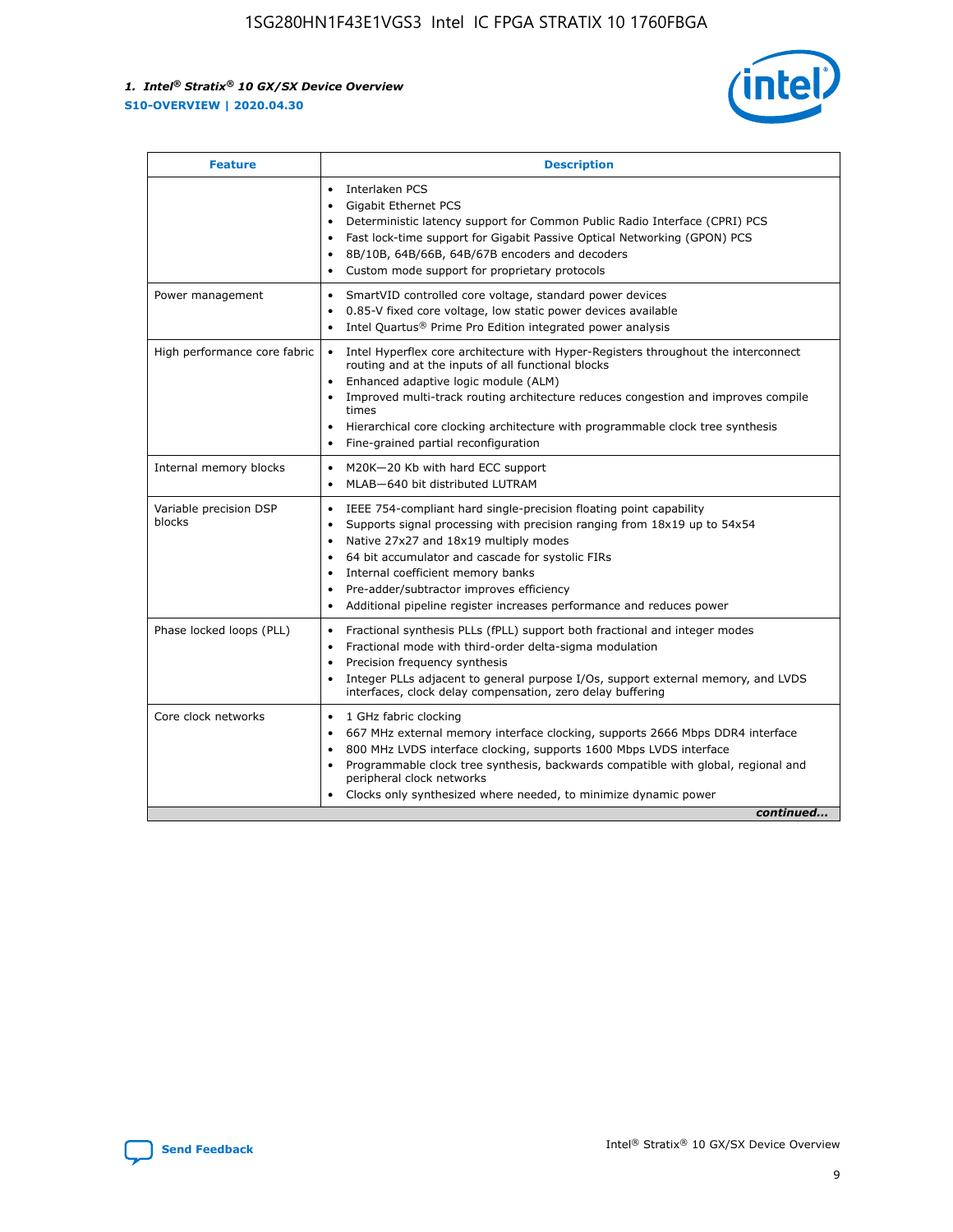| Feature | Description |
| --- | --- |
| | • Interlaken PCS<br>• Gigabit Ethernet PCS<br>• Deterministic latency support for Common Public Radio Interface (CPRI) PCS<br>• Fast lock-time support for Gigabit Passive Optical Networking (GPON) PCS<br>• 8B/10B, 64B/66B, 64B/67B encoders and decoders<br>• Custom mode support for proprietary protocols |
| Power management | • SmartVID controlled core voltage, standard power devices<br>• 0.85-V fixed core voltage, low static power devices available<br>• Intel Quartus® Prime Pro Edition integrated power analysis |
| High performance core fabric | • Intel Hyperflex core architecture with Hyper-Registers throughout the interconnect routing and at the inputs of all functional blocks<br>• Enhanced adaptive logic module (ALM)<br>• Improved multi-track routing architecture reduces congestion and improves compile times<br>• Hierarchical core clocking architecture with programmable clock tree synthesis<br>• Fine-grained partial reconfiguration |
| Internal memory blocks | • M20K—20 Kb with hard ECC support<br>• MLAB—640 bit distributed LUTRAM |
| Variable precision DSP blocks | • IEEE 754-compliant hard single-precision floating point capability<br>• Supports signal processing with precision ranging from 18x19 up to 54x54<br>• Native 27x27 and 18x19 multiply modes<br>• 64 bit accumulator and cascade for systolic FIRs<br>• Internal coefficient memory banks<br>• Pre-adder/subtractor improves efficiency<br>• Additional pipeline register increases performance and reduces power |
| Phase locked loops (PLL) | • Fractional synthesis PLLs (fPLL) support both fractional and integer modes<br>• Fractional mode with third-order delta-sigma modulation<br>• Precision frequency synthesis<br>• Integer PLLs adjacent to general purpose I/Os, support external memory, and LVDS interfaces, clock delay compensation, zero delay buffering |
| Core clock networks | • 1 GHz fabric clocking<br>• 667 MHz external memory interface clocking, supports 2666 Mbps DDR4 interface<br>• 800 MHz LVDS interface clocking, supports 1600 Mbps LVDS interface<br>• Programmable clock tree synthesis, backwards compatible with global, regional and peripheral clock networks<br>• Clocks only synthesized where needed, to minimize dynamic power |

*continued...*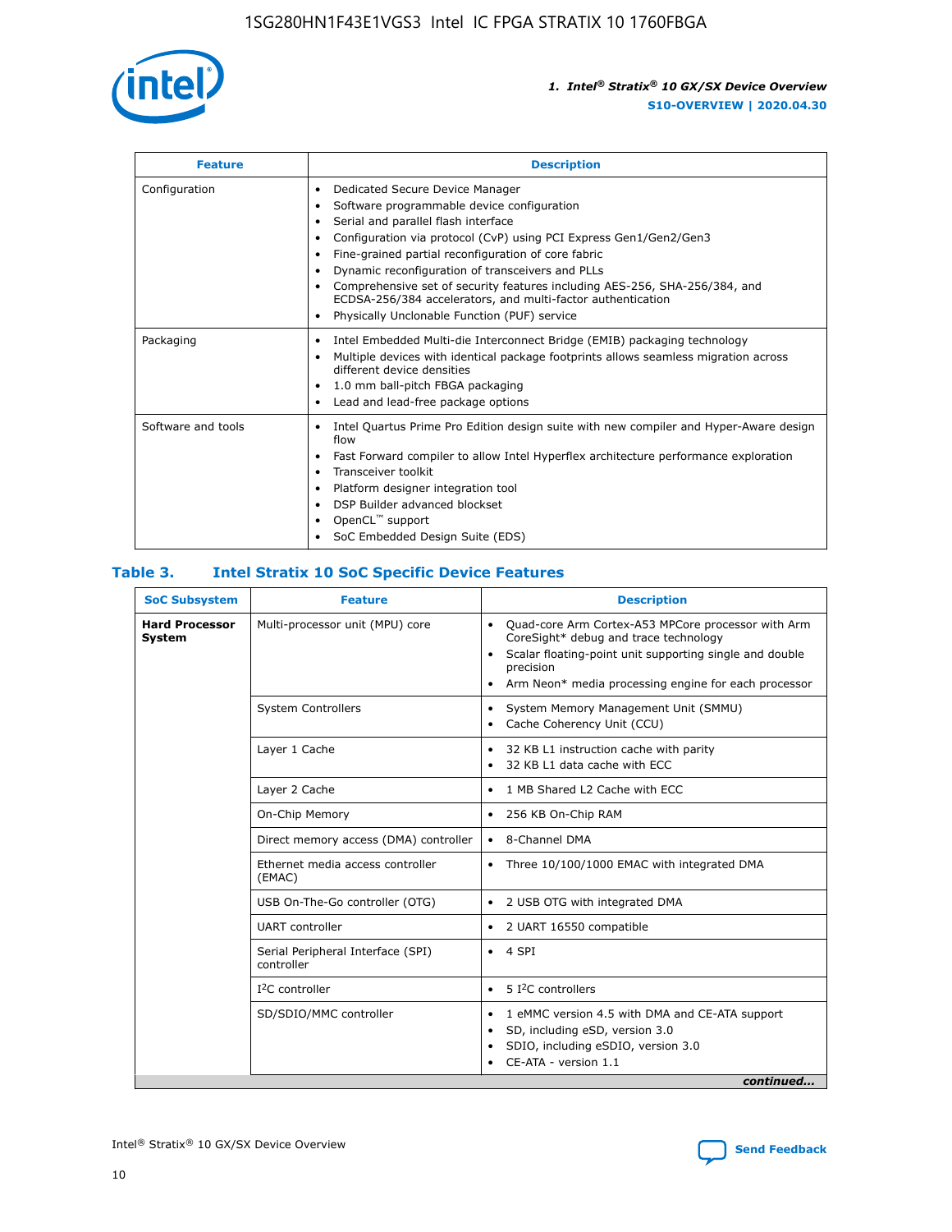| Feature | Description |
| --- | --- |
| Configuration | • Dedicated Secure Device Manager<br>• Software programmable device configuration<br>• Serial and parallel flash interface<br>• Configuration via protocol (CvP) using PCI Express Gen1/Gen2/Gen3<br>• Fine-grained partial reconfiguration of core fabric<br>• Dynamic reconfiguration of transceivers and PLLs<br>• Comprehensive set of security features including AES-256, SHA-256/384, and ECDSA-256/384 accelerators, and multi-factor authentication<br>• Physically Unclonable Function (PUF) service |
| Packaging | • Intel Embedded Multi-die Interconnect Bridge (EMIB) packaging technology<br>• Multiple devices with identical package footprints allows seamless migration across different device densities<br>• 1.0 mm ball-pitch FBGA packaging<br>• Lead and lead-free package options |
| Software and tools | • Intel Quartus Prime Pro Edition design suite with new compiler and Hyper-Aware design flow<br>• Fast Forward compiler to allow Intel Hyperflex architecture performance exploration<br>• Transceiver toolkit<br>• Platform designer integration tool<br>• DSP Builder advanced blockset<br>• OpenCL™ support<br>• SoC Embedded Design Suite (EDS) |

**Table 3. Intel Stratix 10 SoC Specific Device Features**

| SoC Subsystem | Feature | Description |
| --- | --- | --- |
| **Hard Processor System** | Multi-processor unit (MPU) core | • Quad-core Arm Cortex-A53 MPCore processor with Arm CoreSight* debug and trace technology<br>• Scalar floating-point unit supporting single and double precision<br>• Arm Neon* media processing engine for each processor |
| | System Controllers | • System Memory Management Unit (SMMU)<br>• Cache Coherency Unit (CCU) |
| | Layer 1 Cache | • 32 KB L1 instruction cache with parity<br>• 32 KB L1 data cache with ECC |
| | Layer 2 Cache | • 1 MB Shared L2 Cache with ECC |
| | On-Chip Memory | • 256 KB On-Chip RAM |
| | Direct memory access (DMA) controller | • 8-Channel DMA |
| | Ethernet media access controller (EMAC) | • Three 10/100/1000 EMAC with integrated DMA |
| | USB On-The-Go controller (OTG) | • 2 USB OTG with integrated DMA |
| | UART controller | • 2 UART 16550 compatible |
| | Serial Peripheral Interface (SPI) controller | • 4 SPI |
| | I²C controller | • 5 I²C controllers |
| | SD/SDIO/MMC controller | • 1 eMMC version 4.5 with DMA and CE-ATA support<br>• SD, including eSD, version 3.0<br>• SDIO, including eSDIO, version 3.0<br>• CE-ATA - version 1.1 |

*continued...*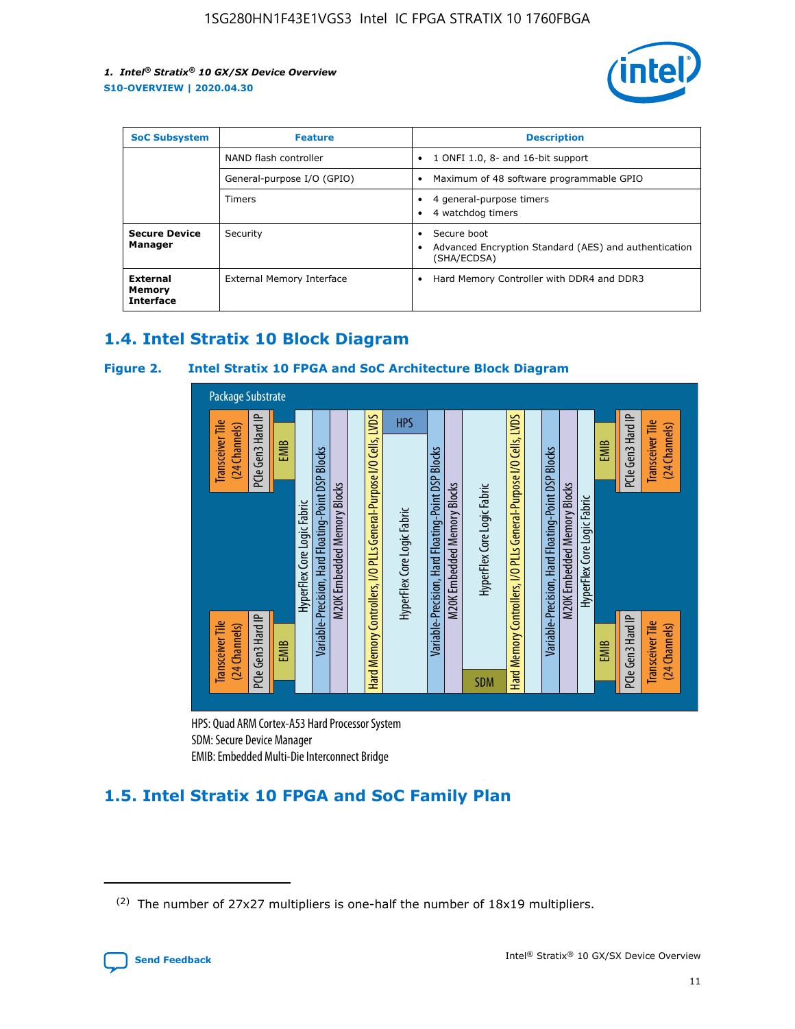| SoC Subsystem | Feature | Description |
| --- | --- | --- |
| | NAND flash controller | • 1 ONFI 1.0, 8- and 16-bit support |
| | General-purpose I/O (GPIO) | • Maximum of 48 software programmable GPIO |
| | Timers | • 4 general-purpose timers<br>• 4 watchdog timers |
| **Secure Device Manager** | Security | • Secure boot<br>• Advanced Encryption Standard (AES) and authentication (SHA/ECDSA) |
| **External Memory Interface** | External Memory Interface | • Hard Memory Controller with DDR4 and DDR3 |

## 1.4. Intel Stratix 10 Block Diagram

**Figure 2. Intel Stratix 10 FPGA and SoC Architecture Block Diagram**

Package Substrate

Transceiver Tile (24 Channels) | PCIe Gen3 Hard IP | EMIB | HyperFlex Core Logic Fabric | Variable-Precision, Hard Floating-Point DSP Blocks | M20K Embedded Memory Blocks | Hard Memory Controllers, I/O PLLs General-Purpose I/O Cells, LVDS | HPS | HyperFlex Core Logic Fabric | Variable-Precision, Hard Floating-Point DSP Blocks | M20K Embedded Memory Blocks | HyperFlex Core Logic Fabric | SDM | Hard Memory Controllers, I/O PLLs General-Purpose I/O Cells, LVDS | Variable-Precision, Hard Floating-Point DSP Blocks | M20K Embedded Memory Blocks | HyperFlex Core Logic Fabric | EMIB | PCIe Gen3 Hard IP | Transceiver Tile (24 Channels)

HPS: Quad ARM Cortex-A53 Hard Processor System
SDM: Secure Device Manager
EMIB: Embedded Multi-Die Interconnect Bridge

## 1.5. Intel Stratix 10 FPGA and SoC Family Plan

(2) The number of 27x27 multipliers is one-half the number of 18x19 multipliers.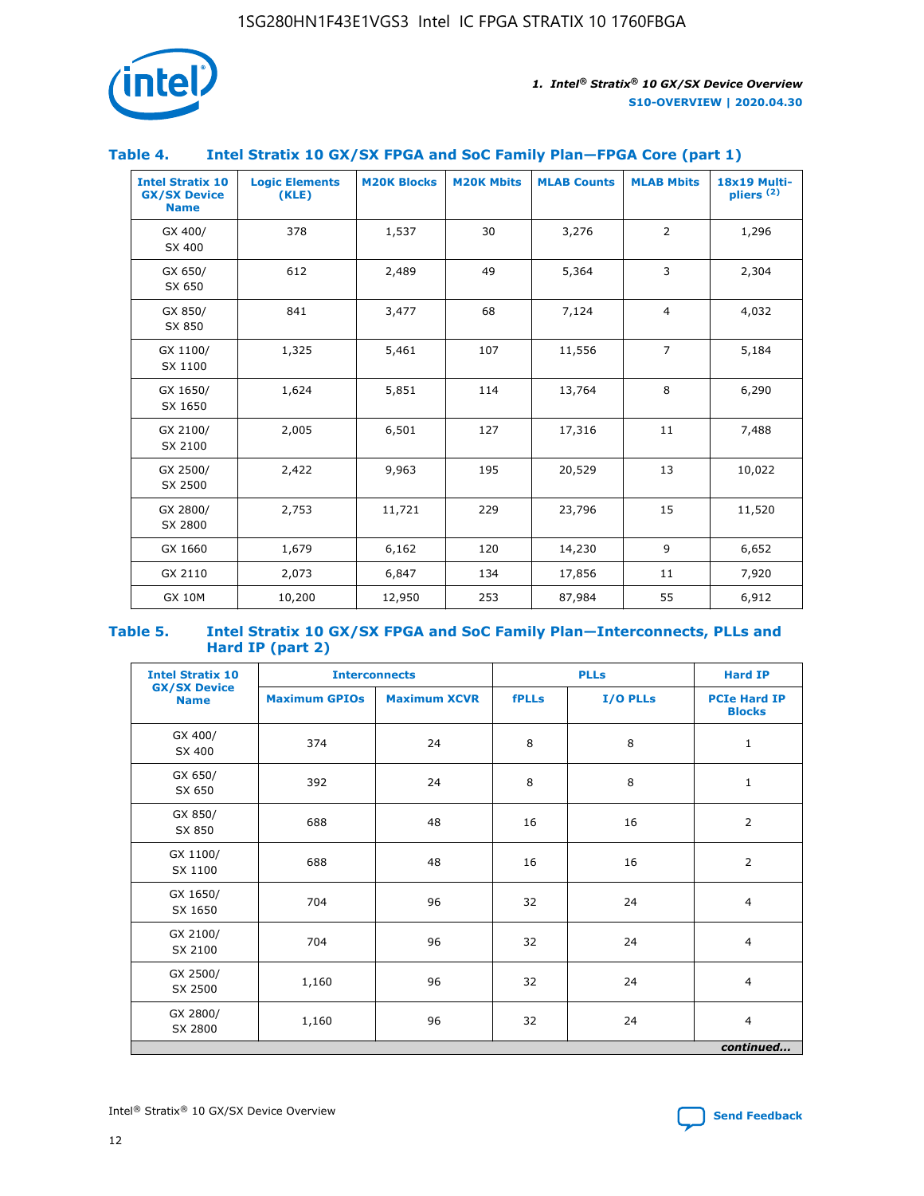### Table 4. Intel Stratix 10 GX/SX FPGA and SoC Family Plan—FPGA Core (part 1)

| Intel Stratix 10 GX/SX Device Name | Logic Elements (KLE) | M20K Blocks | M20K Mbits | MLAB Counts | MLAB Mbits | 18x19 Multipliers (2) |
|---|---|---|---|---|---|---|
| GX 400/ SX 400 | 378 | 1,537 | 30 | 3,276 | 2 | 1,296 |
| GX 650/ SX 650 | 612 | 2,489 | 49 | 5,364 | 3 | 2,304 |
| GX 850/ SX 850 | 841 | 3,477 | 68 | 7,124 | 4 | 4,032 |
| GX 1100/ SX 1100 | 1,325 | 5,461 | 107 | 11,556 | 7 | 5,184 |
| GX 1650/ SX 1650 | 1,624 | 5,851 | 114 | 13,764 | 8 | 6,290 |
| GX 2100/ SX 2100 | 2,005 | 6,501 | 127 | 17,316 | 11 | 7,488 |
| GX 2500/ SX 2500 | 2,422 | 9,963 | 195 | 20,529 | 13 | 10,022 |
| GX 2800/ SX 2800 | 2,753 | 11,721 | 229 | 23,796 | 15 | 11,520 |
| GX 1660 | 1,679 | 6,162 | 120 | 14,230 | 9 | 6,652 |
| GX 2110 | 2,073 | 6,847 | 134 | 17,856 | 11 | 7,920 |
| GX 10M | 10,200 | 12,950 | 253 | 87,984 | 55 | 6,912 |

### Table 5. Intel Stratix 10 GX/SX FPGA and SoC Family Plan—Interconnects, PLLs and Hard IP (part 2)

| Intel Stratix 10 GX/SX Device Name | Interconnects | | PLLs | | Hard IP |
|---|---|---|---|---|---|
| | Maximum GPIOs | Maximum XCVR | fPLLs | I/O PLLs | PCIe Hard IP Blocks |
| GX 400/ SX 400 | 374 | 24 | 8 | 8 | 1 |
| GX 650/ SX 650 | 392 | 24 | 8 | 8 | 1 |
| GX 850/ SX 850 | 688 | 48 | 16 | 16 | 2 |
| GX 1100/ SX 1100 | 688 | 48 | 16 | 16 | 2 |
| GX 1650/ SX 1650 | 704 | 96 | 32 | 24 | 4 |
| GX 2100/ SX 2100 | 704 | 96 | 32 | 24 | 4 |
| GX 2500/ SX 2500 | 1,160 | 96 | 32 | 24 | 4 |
| GX 2800/ SX 2800 | 1,160 | 96 | 32 | 24 | 4 |

*continued...*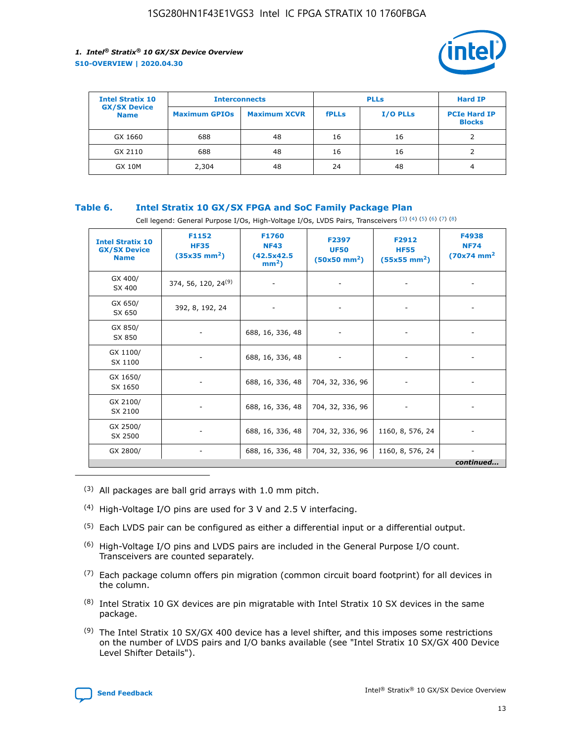| Intel Stratix 10 GX/SX Device Name | Interconnects | | PLLs | | Hard IP |
|---|---|---|---|---|---|
| | Maximum GPIOs | Maximum XCVR | fPLLs | I/O PLLs | PCIe Hard IP Blocks |
| GX 1660 | 688 | 48 | 16 | 16 | 2 |
| GX 2110 | 688 | 48 | 16 | 16 | 2 |
| GX 10M | 2,304 | 48 | 24 | 48 | 4 |

**Table 6. Intel Stratix 10 GX/SX FPGA and SoC Family Package Plan**

Cell legend: General Purpose I/Os, High-Voltage I/Os, LVDS Pairs, Transceivers (3) (4) (5) (6) (7) (8)

| Intel Stratix 10 GX/SX Device Name | F1152 HF35 (35x35 mm$^2$) | F1760 NF43 (42.5x42.5 mm$^2$) | F2397 UF50 (50x50 mm$^2$) | F2912 HF55 (55x55 mm$^2$) | F4938 NF74 (70x74 mm$^2$) |
|---|---|---|---|---|---|
| GX 400/ SX 400 | 374, 56, 120, 24(9) | - | - | - | - |
| GX 650/ SX 650 | 392, 8, 192, 24 | - | - | - | - |
| GX 850/ SX 850 | - | 688, 16, 336, 48 | - | - | - |
| GX 1100/ SX 1100 | - | 688, 16, 336, 48 | - | - | - |
| GX 1650/ SX 1650 | - | 688, 16, 336, 48 | 704, 32, 336, 96 | - | - |
| GX 2100/ SX 2100 | - | 688, 16, 336, 48 | 704, 32, 336, 96 | - | - |
| GX 2500/ SX 2500 | - | 688, 16, 336, 48 | 704, 32, 336, 96 | 1160, 8, 576, 24 | - |
| GX 2800/ | - | 688, 16, 336, 48 | 704, 32, 336, 96 | 1160, 8, 576, 24 | - |

*continued...*

(3) All packages are ball grid arrays with 1.0 mm pitch.

(4) High-Voltage I/O pins are used for 3 V and 2.5 V interfacing.

(5) Each LVDS pair can be configured as either a differential input or a differential output.

(6) High-Voltage I/O pins and LVDS pairs are included in the General Purpose I/O count. Transceivers are counted separately.

(7) Each package column offers pin migration (common circuit board footprint) for all devices in the column.

(8) Intel Stratix 10 GX devices are pin migratable with Intel Stratix 10 SX devices in the same package.

(9) The Intel Stratix 10 SX/GX 400 device has a level shifter, and this imposes some restrictions on the number of LVDS pairs and I/O banks available (see "Intel Stratix 10 SX/GX 400 Device Level Shifter Details").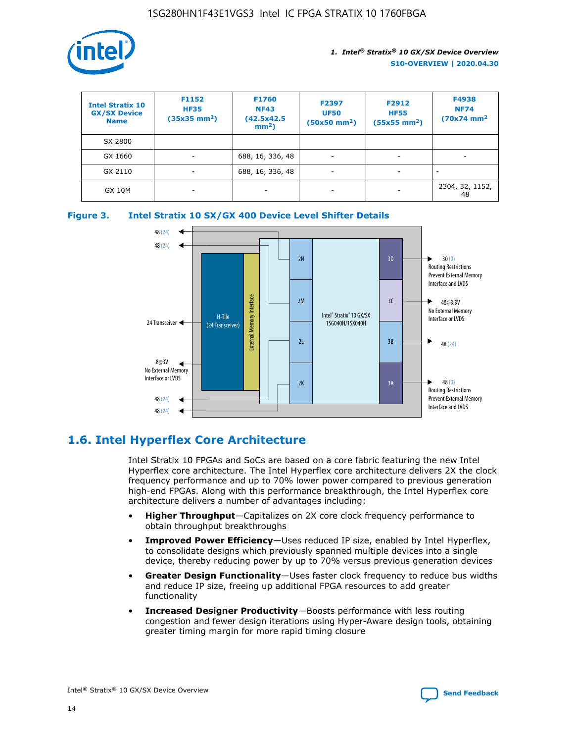| Intel Stratix 10 GX/SX Device Name | F1152 HF35 (35x35 mm²) | F1760 NF43 (42.5x42.5 mm²) | F2397 UF50 (50x50 mm²) | F2912 HF55 (55x55 mm²) | F4938 NF74 (70x74 mm² |
|---|---|---|---|---|---|
| SX 2800 | | | | | |
| GX 1660 | - | 688, 16, 336, 48 | - | - | - |
| GX 2110 | - | 688, 16, 336, 48 | - | - | - |
| GX 10M | - | - | - | - | 2304, 32, 1152, 48 |

**Figure 3. Intel Stratix 10 SX/GX 400 Device Level Shifter Details**

## 1.6. Intel Hyperflex Core Architecture

Intel Stratix 10 FPGAs and SoCs are based on a core fabric featuring the new Intel Hyperflex core architecture. The Intel Hyperflex core architecture delivers 2X the clock frequency performance and up to 70% lower power compared to previous generation high-end FPGAs. Along with this performance breakthrough, the Intel Hyperflex core architecture delivers a number of advantages including:

- **Higher Throughput**—Capitalizes on 2X core clock frequency performance to obtain throughput breakthroughs
- **Improved Power Efficiency**—Uses reduced IP size, enabled by Intel Hyperflex, to consolidate designs which previously spanned multiple devices into a single device, thereby reducing power by up to 70% versus previous generation devices
- **Greater Design Functionality**—Uses faster clock frequency to reduce bus widths and reduce IP size, freeing up additional FPGA resources to add greater functionality
- **Increased Designer Productivity**—Boosts performance with less routing congestion and fewer design iterations using Hyper-Aware design tools, obtaining greater timing margin for more rapid timing closure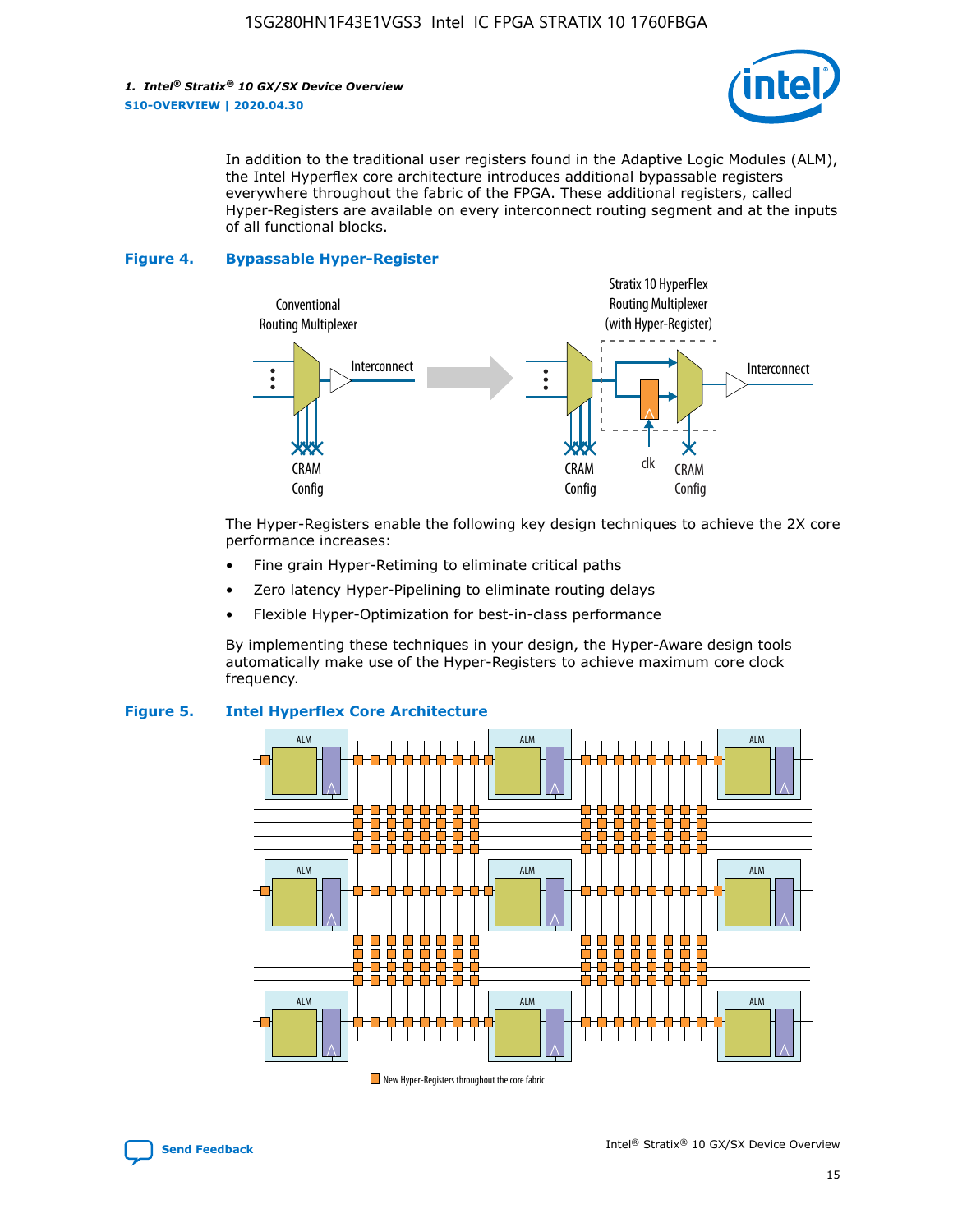In addition to the traditional user registers found in the Adaptive Logic Modules (ALM), the Intel Hyperflex core architecture introduces additional bypassable registers everywhere throughout the fabric of the FPGA. These additional registers, called Hyper-Registers are available on every interconnect routing segment and at the inputs of all functional blocks.

**Figure 4. Bypassable Hyper-Register**

The Hyper-Registers enable the following key design techniques to achieve the 2X core performance increases:

- Fine grain Hyper-Retiming to eliminate critical paths
- Zero latency Hyper-Pipelining to eliminate routing delays
- Flexible Hyper-Optimization for best-in-class performance

By implementing these techniques in your design, the Hyper-Aware design tools automatically make use of the Hyper-Registers to achieve maximum core clock frequency.

**Figure 5. Intel Hyperflex Core Architecture**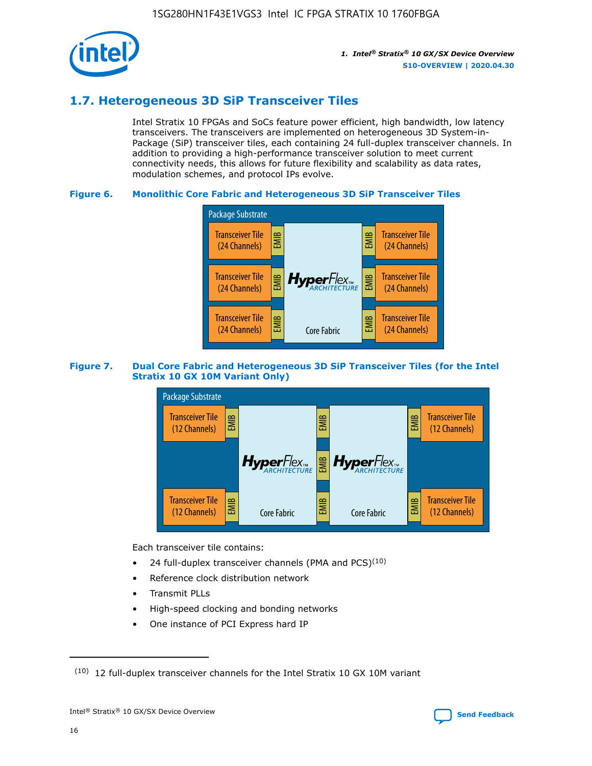## 1.7. Heterogeneous 3D SiP Transceiver Tiles

Intel Stratix 10 FPGAs and SoCs feature power efficient, high bandwidth, low latency transceivers. The transceivers are implemented on heterogeneous 3D System-in-Package (SiP) transceiver tiles, each containing 24 full-duplex transceiver channels. In addition to providing a high-performance transceiver solution to meet current connectivity needs, this allows for future flexibility and scalability as data rates, modulation schemes, and protocol IPs evolve.

**Figure 6. Monolithic Core Fabric and Heterogeneous 3D SiP Transceiver Tiles**

**Figure 7. Dual Core Fabric and Heterogeneous 3D SiP Transceiver Tiles (for the Intel Stratix 10 GX 10M Variant Only)**

Each transceiver tile contains:

- 24 full-duplex transceiver channels (PMA and PCS)[10]
- Reference clock distribution network
- Transmit PLLs
- High-speed clocking and bonding networks
- One instance of PCI Express hard IP

[10] 12 full-duplex transceiver channels for the Intel Stratix 10 GX 10M variant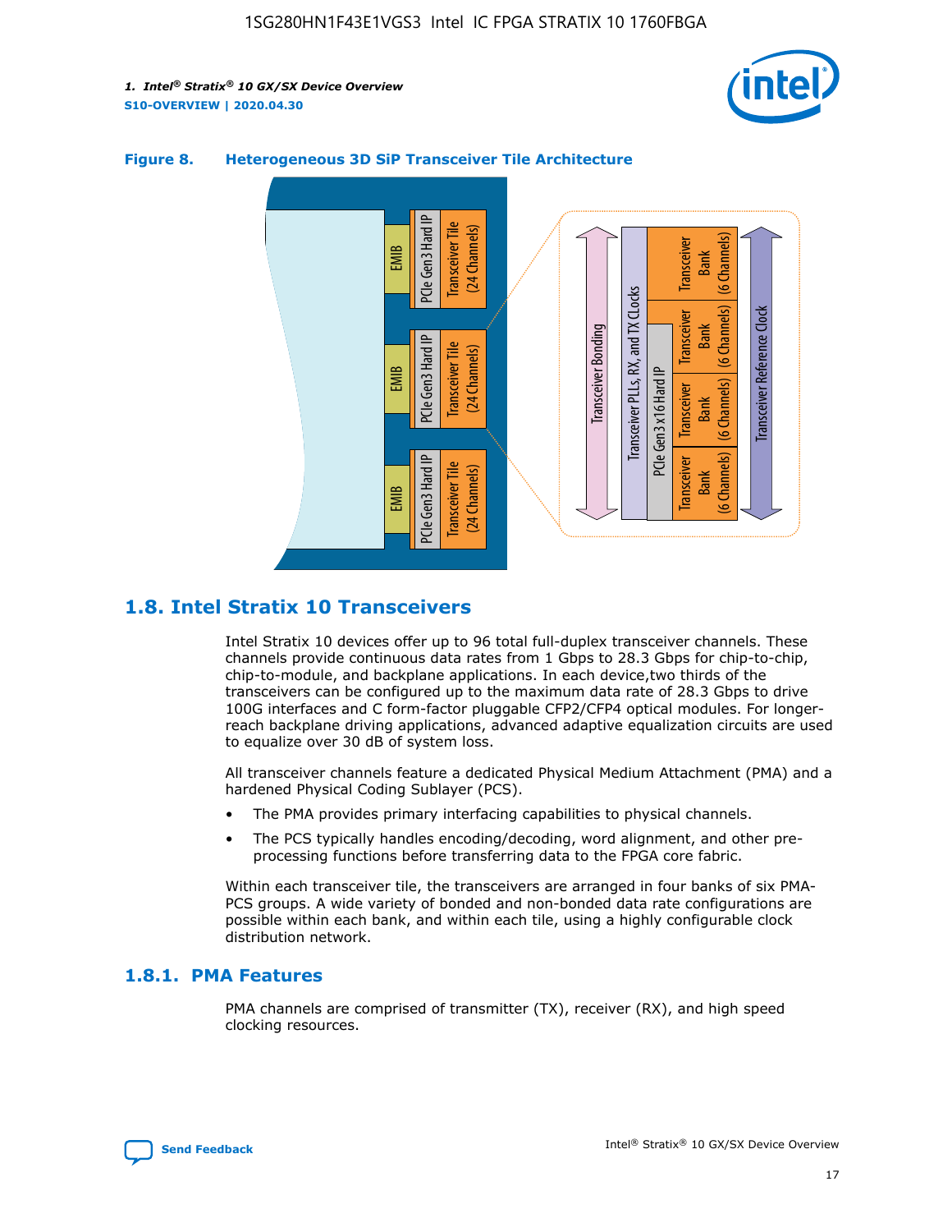**Figure 8. Heterogeneous 3D SiP Transceiver Tile Architecture**

## 1.8. Intel Stratix 10 Transceivers

Intel Stratix 10 devices offer up to 96 total full-duplex transceiver channels. These channels provide continuous data rates from 1 Gbps to 28.3 Gbps for chip-to-chip, chip-to-module, and backplane applications. In each device,two thirds of the transceivers can be configured up to the maximum data rate of 28.3 Gbps to drive 100G interfaces and C form-factor pluggable CFP2/CFP4 optical modules. For longer-reach backplane driving applications, advanced adaptive equalization circuits are used to equalize over 30 dB of system loss.

All transceiver channels feature a dedicated Physical Medium Attachment (PMA) and a hardened Physical Coding Sublayer (PCS).

- The PMA provides primary interfacing capabilities to physical channels.
- The PCS typically handles encoding/decoding, word alignment, and other pre-processing functions before transferring data to the FPGA core fabric.

Within each transceiver tile, the transceivers are arranged in four banks of six PMA-PCS groups. A wide variety of bonded and non-bonded data rate configurations are possible within each bank, and within each tile, using a highly configurable clock distribution network.

### 1.8.1. PMA Features

PMA channels are comprised of transmitter (TX), receiver (RX), and high speed clocking resources.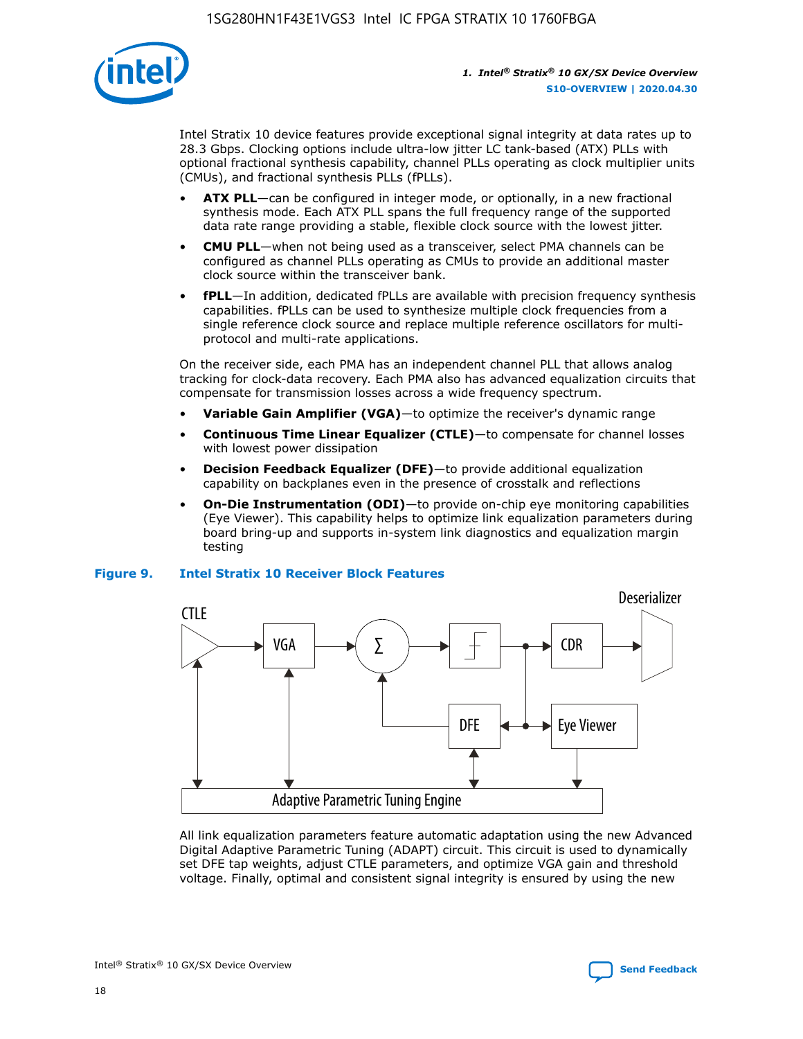Intel Stratix 10 device features provide exceptional signal integrity at data rates up to 28.3 Gbps. Clocking options include ultra-low jitter LC tank-based (ATX) PLLs with optional fractional synthesis capability, channel PLLs operating as clock multiplier units (CMUs), and fractional synthesis PLLs (fPLLs).

- **ATX PLL**—can be configured in integer mode, or optionally, in a new fractional synthesis mode. Each ATX PLL spans the full frequency range of the supported data rate range providing a stable, flexible clock source with the lowest jitter.
- **CMU PLL**—when not being used as a transceiver, select PMA channels can be configured as channel PLLs operating as CMUs to provide an additional master clock source within the transceiver bank.
- **fPLL**—In addition, dedicated fPLLs are available with precision frequency synthesis capabilities. fPLLs can be used to synthesize multiple clock frequencies from a single reference clock source and replace multiple reference oscillators for multi-protocol and multi-rate applications.

On the receiver side, each PMA has an independent channel PLL that allows analog tracking for clock-data recovery. Each PMA also has advanced equalization circuits that compensate for transmission losses across a wide frequency spectrum.

- **Variable Gain Amplifier (VGA)**—to optimize the receiver's dynamic range
- **Continuous Time Linear Equalizer (CTLE)**—to compensate for channel losses with lowest power dissipation
- **Decision Feedback Equalizer (DFE)**—to provide additional equalization capability on backplanes even in the presence of crosstalk and reflections
- **On-Die Instrumentation (ODI)**—to provide on-chip eye monitoring capabilities (Eye Viewer). This capability helps to optimize link equalization parameters during board bring-up and supports in-system link diagnostics and equalization margin testing

**Figure 9. Intel Stratix 10 Receiver Block Features**

All link equalization parameters feature automatic adaptation using the new Advanced Digital Adaptive Parametric Tuning (ADAPT) circuit. This circuit is used to dynamically set DFE tap weights, adjust CTLE parameters, and optimize VGA gain and threshold voltage. Finally, optimal and consistent signal integrity is ensured by using the new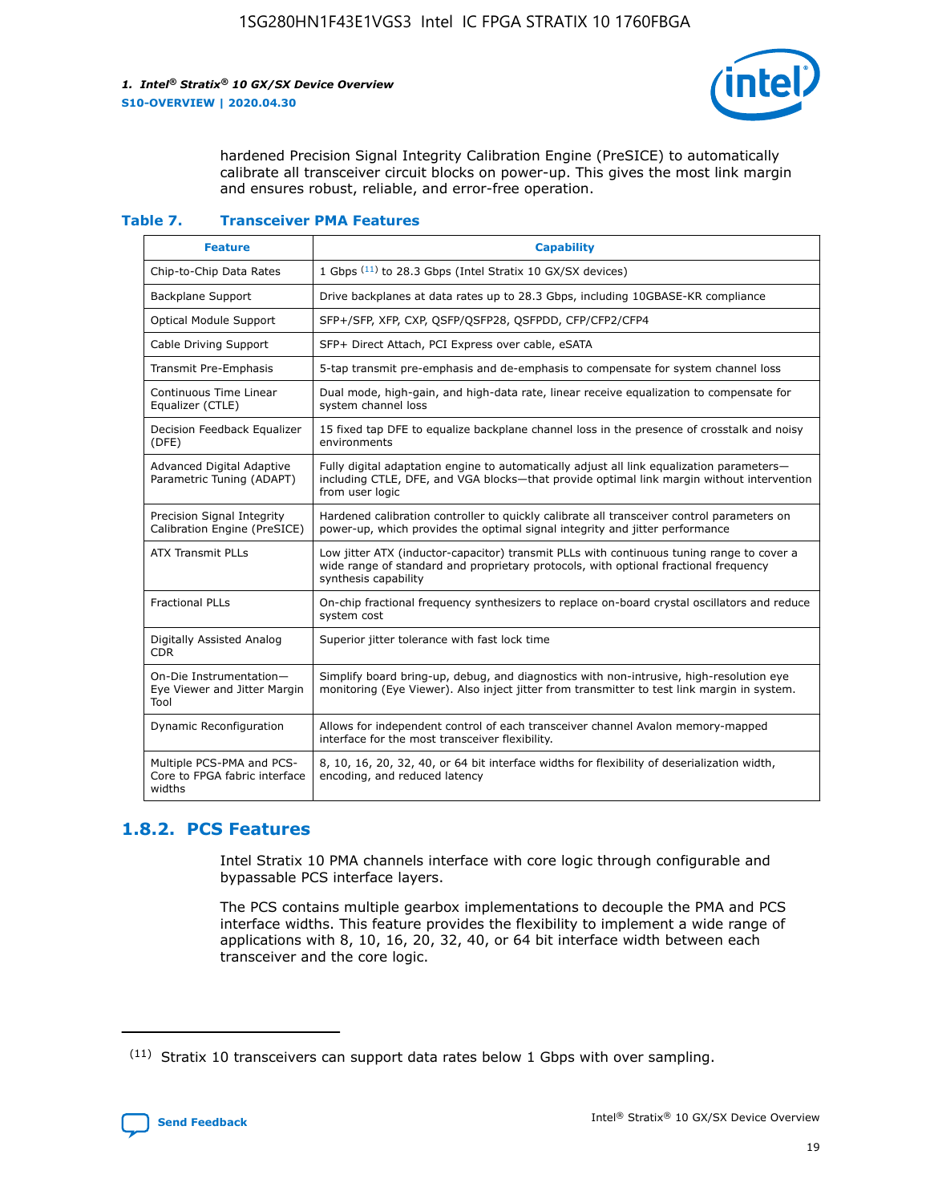hardened Precision Signal Integrity Calibration Engine (PreSICE) to automatically calibrate all transceiver circuit blocks on power-up. This gives the most link margin and ensures robust, reliable, and error-free operation.

**Table 7. Transceiver PMA Features**

| Feature | Capability |
| --- | --- |
| Chip-to-Chip Data Rates | 1 Gbps [11] to 28.3 Gbps (Intel Stratix 10 GX/SX devices) |
| Backplane Support | Drive backplanes at data rates up to 28.3 Gbps, including 10GBASE-KR compliance |
| Optical Module Support | SFP+/SFP, XFP, CXP, QSFP/QSFP28, QSFPDD, CFP/CFP2/CFP4 |
| Cable Driving Support | SFP+ Direct Attach, PCI Express over cable, eSATA |
| Transmit Pre-Emphasis | 5-tap transmit pre-emphasis and de-emphasis to compensate for system channel loss |
| Continuous Time Linear Equalizer (CTLE) | Dual mode, high-gain, and high-data rate, linear receive equalization to compensate for system channel loss |
| Decision Feedback Equalizer (DFE) | 15 fixed tap DFE to equalize backplane channel loss in the presence of crosstalk and noisy environments |
| Advanced Digital Adaptive Parametric Tuning (ADAPT) | Fully digital adaptation engine to automatically adjust all link equalization parameters—including CTLE, DFE, and VGA blocks—that provide optimal link margin without intervention from user logic |
| Precision Signal Integrity Calibration Engine (PreSICE) | Hardened calibration controller to quickly calibrate all transceiver control parameters on power-up, which provides the optimal signal integrity and jitter performance |
| ATX Transmit PLLs | Low jitter ATX (inductor-capacitor) transmit PLLs with continuous tuning range to cover a wide range of standard and proprietary protocols, with optional fractional frequency synthesis capability |
| Fractional PLLs | On-chip fractional frequency synthesizers to replace on-board crystal oscillators and reduce system cost |
| Digitally Assisted Analog CDR | Superior jitter tolerance with fast lock time |
| On-Die Instrumentation—Eye Viewer and Jitter Margin Tool | Simplify board bring-up, debug, and diagnostics with non-intrusive, high-resolution eye monitoring (Eye Viewer). Also inject jitter from transmitter to test link margin in system. |
| Dynamic Reconfiguration | Allows for independent control of each transceiver channel Avalon memory-mapped interface for the most transceiver flexibility. |
| Multiple PCS-PMA and PCS-Core to FPGA fabric interface widths | 8, 10, 16, 20, 32, 40, or 64 bit interface widths for flexibility of deserialization width, encoding, and reduced latency |

## 1.8.2. PCS Features

Intel Stratix 10 PMA channels interface with core logic through configurable and bypassable PCS interface layers.

The PCS contains multiple gearbox implementations to decouple the PMA and PCS interface widths. This feature provides the flexibility to implement a wide range of applications with 8, 10, 16, 20, 32, 40, or 64 bit interface width between each transceiver and the core logic.

(11) Stratix 10 transceivers can support data rates below 1 Gbps with over sampling.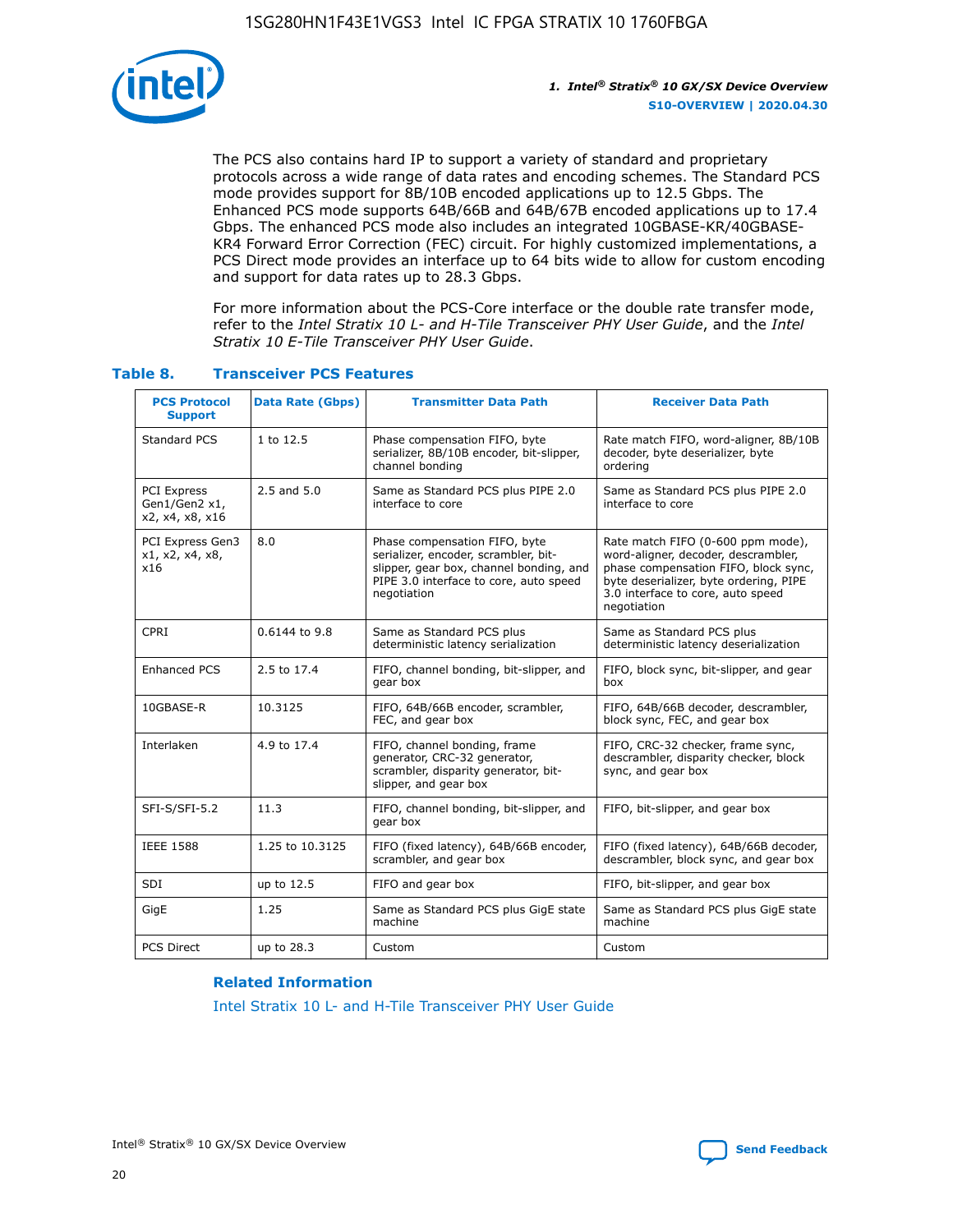The PCS also contains hard IP to support a variety of standard and proprietary protocols across a wide range of data rates and encoding schemes. The Standard PCS mode provides support for 8B/10B encoded applications up to 12.5 Gbps. The Enhanced PCS mode supports 64B/66B and 64B/67B encoded applications up to 17.4 Gbps. The enhanced PCS mode also includes an integrated 10GBASE-KR/40GBASE-KR4 Forward Error Correction (FEC) circuit. For highly customized implementations, a PCS Direct mode provides an interface up to 64 bits wide to allow for custom encoding and support for data rates up to 28.3 Gbps.

For more information about the PCS-Core interface or the double rate transfer mode, refer to the *Intel Stratix 10 L- and H-Tile Transceiver PHY User Guide*, and the *Intel Stratix 10 E-Tile Transceiver PHY User Guide*.

### Table 8. Transceiver PCS Features

| PCS Protocol Support | Data Rate (Gbps) | Transmitter Data Path | Receiver Data Path |
|---|---|---|---|
| Standard PCS | 1 to 12.5 | Phase compensation FIFO, byte serializer, 8B/10B encoder, bit-slipper, channel bonding | Rate match FIFO, word-aligner, 8B/10B decoder, byte deserializer, byte ordering |
| PCI Express Gen1/Gen2 x1, x2, x4, x8, x16 | 2.5 and 5.0 | Same as Standard PCS plus PIPE 2.0 interface to core | Same as Standard PCS plus PIPE 2.0 interface to core |
| PCI Express Gen3 x1, x2, x4, x8, x16 | 8.0 | Phase compensation FIFO, byte serializer, encoder, scrambler, bit-slipper, gear box, channel bonding, and PIPE 3.0 interface to core, auto speed negotiation | Rate match FIFO (0-600 ppm mode), word-aligner, decoder, descrambler, phase compensation FIFO, block sync, byte deserializer, byte ordering, PIPE 3.0 interface to core, auto speed negotiation |
| CPRI | 0.6144 to 9.8 | Same as Standard PCS plus deterministic latency serialization | Same as Standard PCS plus deterministic latency deserialization |
| Enhanced PCS | 2.5 to 17.4 | FIFO, channel bonding, bit-slipper, and gear box | FIFO, block sync, bit-slipper, and gear box |
| 10GBASE-R | 10.3125 | FIFO, 64B/66B encoder, scrambler, FEC, and gear box | FIFO, 64B/66B decoder, descrambler, block sync, FEC, and gear box |
| Interlaken | 4.9 to 17.4 | FIFO, channel bonding, frame generator, CRC-32 generator, scrambler, disparity generator, bit-slipper, and gear box | FIFO, CRC-32 checker, frame sync, descrambler, disparity checker, block sync, and gear box |
| SFI-S/SFI-5.2 | 11.3 | FIFO, channel bonding, bit-slipper, and gear box | FIFO, bit-slipper, and gear box |
| IEEE 1588 | 1.25 to 10.3125 | FIFO (fixed latency), 64B/66B encoder, scrambler, and gear box | FIFO (fixed latency), 64B/66B decoder, descrambler, block sync, and gear box |
| SDI | up to 12.5 | FIFO and gear box | FIFO, bit-slipper, and gear box |
| GigE | 1.25 | Same as Standard PCS plus GigE state machine | Same as Standard PCS plus GigE state machine |
| PCS Direct | up to 28.3 | Custom | Custom |

#### Related Information

Intel Stratix 10 L- and H-Tile Transceiver PHY User Guide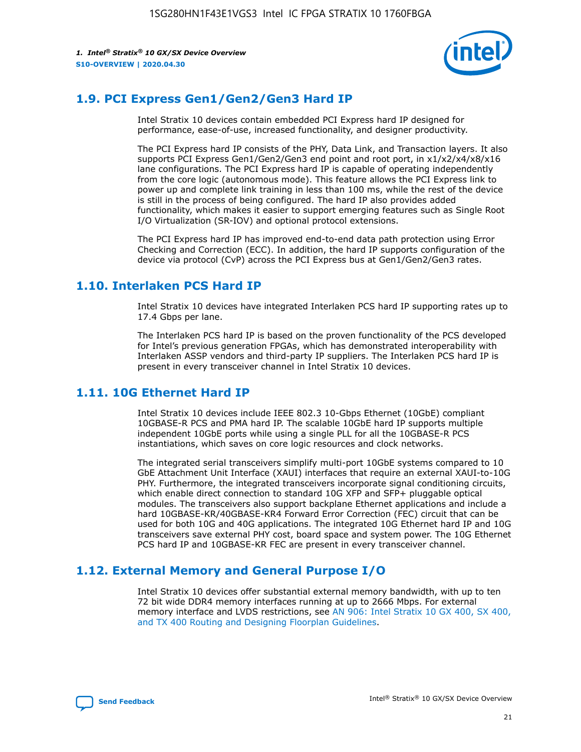## 1.9. PCI Express Gen1/Gen2/Gen3 Hard IP

Intel Stratix 10 devices contain embedded PCI Express hard IP designed for performance, ease-of-use, increased functionality, and designer productivity.

The PCI Express hard IP consists of the PHY, Data Link, and Transaction layers. It also supports PCI Express Gen1/Gen2/Gen3 end point and root port, in x1/x2/x4/x8/x16 lane configurations. The PCI Express hard IP is capable of operating independently from the core logic (autonomous mode). This feature allows the PCI Express link to power up and complete link training in less than 100 ms, while the rest of the device is still in the process of being configured. The hard IP also provides added functionality, which makes it easier to support emerging features such as Single Root I/O Virtualization (SR-IOV) and optional protocol extensions.

The PCI Express hard IP has improved end-to-end data path protection using Error Checking and Correction (ECC). In addition, the hard IP supports configuration of the device via protocol (CvP) across the PCI Express bus at Gen1/Gen2/Gen3 rates.

## 1.10. Interlaken PCS Hard IP

Intel Stratix 10 devices have integrated Interlaken PCS hard IP supporting rates up to 17.4 Gbps per lane.

The Interlaken PCS hard IP is based on the proven functionality of the PCS developed for Intel's previous generation FPGAs, which has demonstrated interoperability with Interlaken ASSP vendors and third-party IP suppliers. The Interlaken PCS hard IP is present in every transceiver channel in Intel Stratix 10 devices.

## 1.11. 10G Ethernet Hard IP

Intel Stratix 10 devices include IEEE 802.3 10-Gbps Ethernet (10GbE) compliant 10GBASE-R PCS and PMA hard IP. The scalable 10GbE hard IP supports multiple independent 10GbE ports while using a single PLL for all the 10GBASE-R PCS instantiations, which saves on core logic resources and clock networks.

The integrated serial transceivers simplify multi-port 10GbE systems compared to 10 GbE Attachment Unit Interface (XAUI) interfaces that require an external XAUI-to-10G PHY. Furthermore, the integrated transceivers incorporate signal conditioning circuits, which enable direct connection to standard 10G XFP and SFP+ pluggable optical modules. The transceivers also support backplane Ethernet applications and include a hard 10GBASE-KR/40GBASE-KR4 Forward Error Correction (FEC) circuit that can be used for both 10G and 40G applications. The integrated 10G Ethernet hard IP and 10G transceivers save external PHY cost, board space and system power. The 10G Ethernet PCS hard IP and 10GBASE-KR FEC are present in every transceiver channel.

## 1.12. External Memory and General Purpose I/O

Intel Stratix 10 devices offer substantial external memory bandwidth, with up to ten 72 bit wide DDR4 memory interfaces running at up to 2666 Mbps. For external memory interface and LVDS restrictions, see AN 906: Intel Stratix 10 GX 400, SX 400, and TX 400 Routing and Designing Floorplan Guidelines.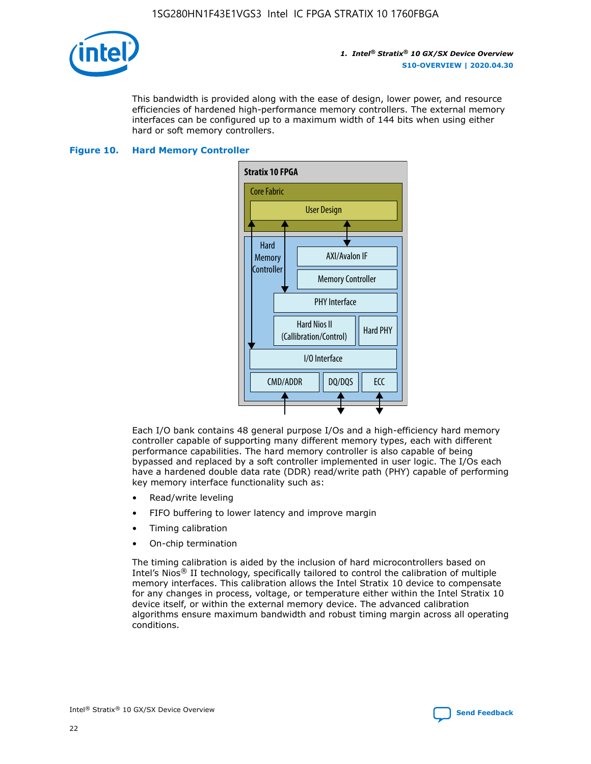This bandwidth is provided along with the ease of design, lower power, and resource efficiencies of hardened high-performance memory controllers. The external memory interfaces can be configured up to a maximum width of 144 bits when using either hard or soft memory controllers.

**Figure 10. Hard Memory Controller**

Stratix 10 FPGA

Core Fabric

User Design

Hard Memory Controller

AXI/Avalon IF

Memory Controller

PHY Interface

Hard Nios II (Callibration/Control)

Hard PHY

I/O Interface

CMD/ADDR | DQ/DQS | ECC

Each I/O bank contains 48 general purpose I/Os and a high-efficiency hard memory controller capable of supporting many different memory types, each with different performance capabilities. The hard memory controller is also capable of being bypassed and replaced by a soft controller implemented in user logic. The I/Os each have a hardened double data rate (DDR) read/write path (PHY) capable of performing key memory interface functionality such as:

- Read/write leveling
- FIFO buffering to lower latency and improve margin
- Timing calibration
- On-chip termination

The timing calibration is aided by the inclusion of hard microcontrollers based on Intel's Nios® II technology, specifically tailored to control the calibration of multiple memory interfaces. This calibration allows the Intel Stratix 10 device to compensate for any changes in process, voltage, or temperature either within the Intel Stratix 10 device itself, or within the external memory device. The advanced calibration algorithms ensure maximum bandwidth and robust timing margin across all operating conditions.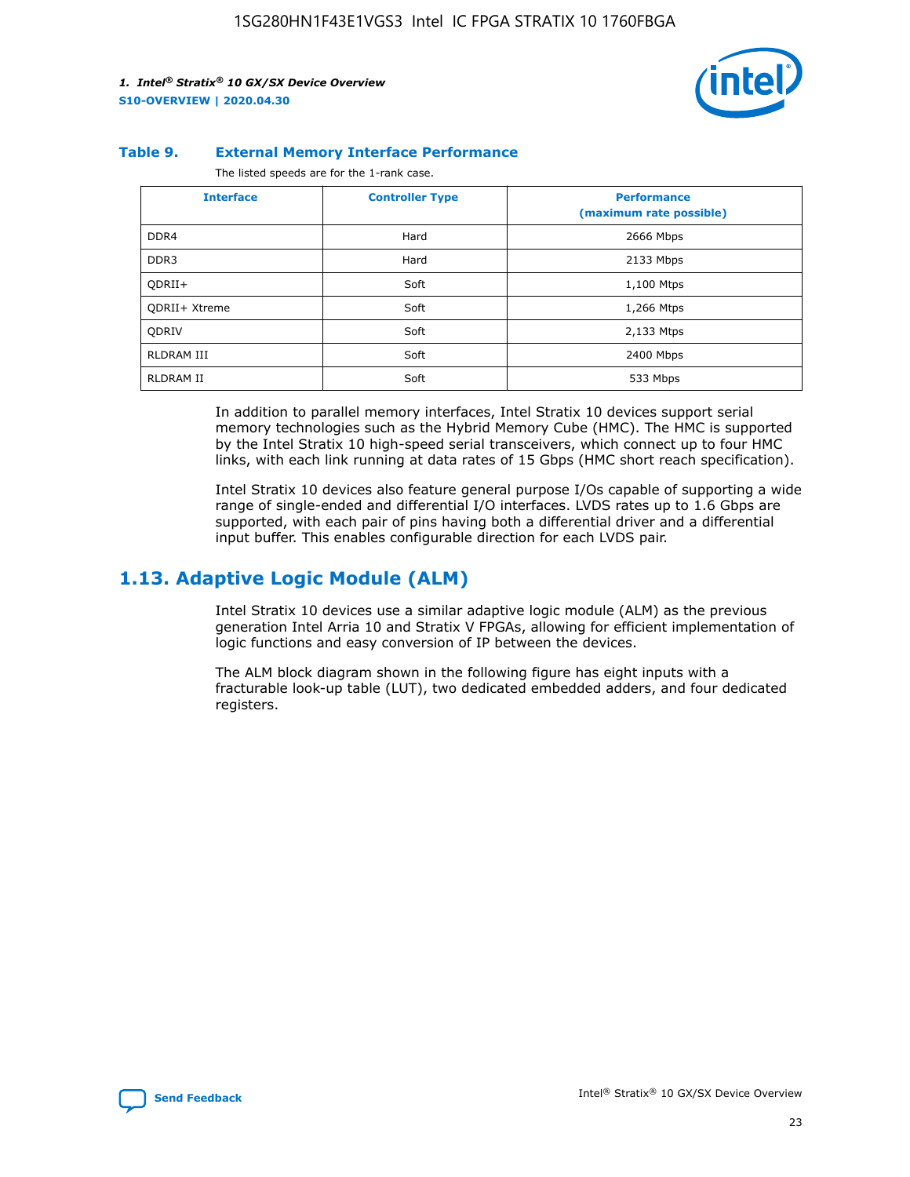**Table 9. External Memory Interface Performance**

The listed speeds are for the 1-rank case.

| Interface | Controller Type | Performance (maximum rate possible) |
| --- | --- | --- |
| DDR4 | Hard | 2666 Mbps |
| DDR3 | Hard | 2133 Mbps |
| QDRII+ | Soft | 1,100 Mtps |
| QDRII+ Xtreme | Soft | 1,266 Mtps |
| QDRIV | Soft | 2,133 Mtps |
| RLDRAM III | Soft | 2400 Mbps |
| RLDRAM II | Soft | 533 Mbps |

In addition to parallel memory interfaces, Intel Stratix 10 devices support serial memory technologies such as the Hybrid Memory Cube (HMC). The HMC is supported by the Intel Stratix 10 high-speed serial transceivers, which connect up to four HMC links, with each link running at data rates of 15 Gbps (HMC short reach specification).

Intel Stratix 10 devices also feature general purpose I/Os capable of supporting a wide range of single-ended and differential I/O interfaces. LVDS rates up to 1.6 Gbps are supported, with each pair of pins having both a differential driver and a differential input buffer. This enables configurable direction for each LVDS pair.

## 1.13. Adaptive Logic Module (ALM)

Intel Stratix 10 devices use a similar adaptive logic module (ALM) as the previous generation Intel Arria 10 and Stratix V FPGAs, allowing for efficient implementation of logic functions and easy conversion of IP between the devices.

The ALM block diagram shown in the following figure has eight inputs with a fracturable look-up table (LUT), two dedicated embedded adders, and four dedicated registers.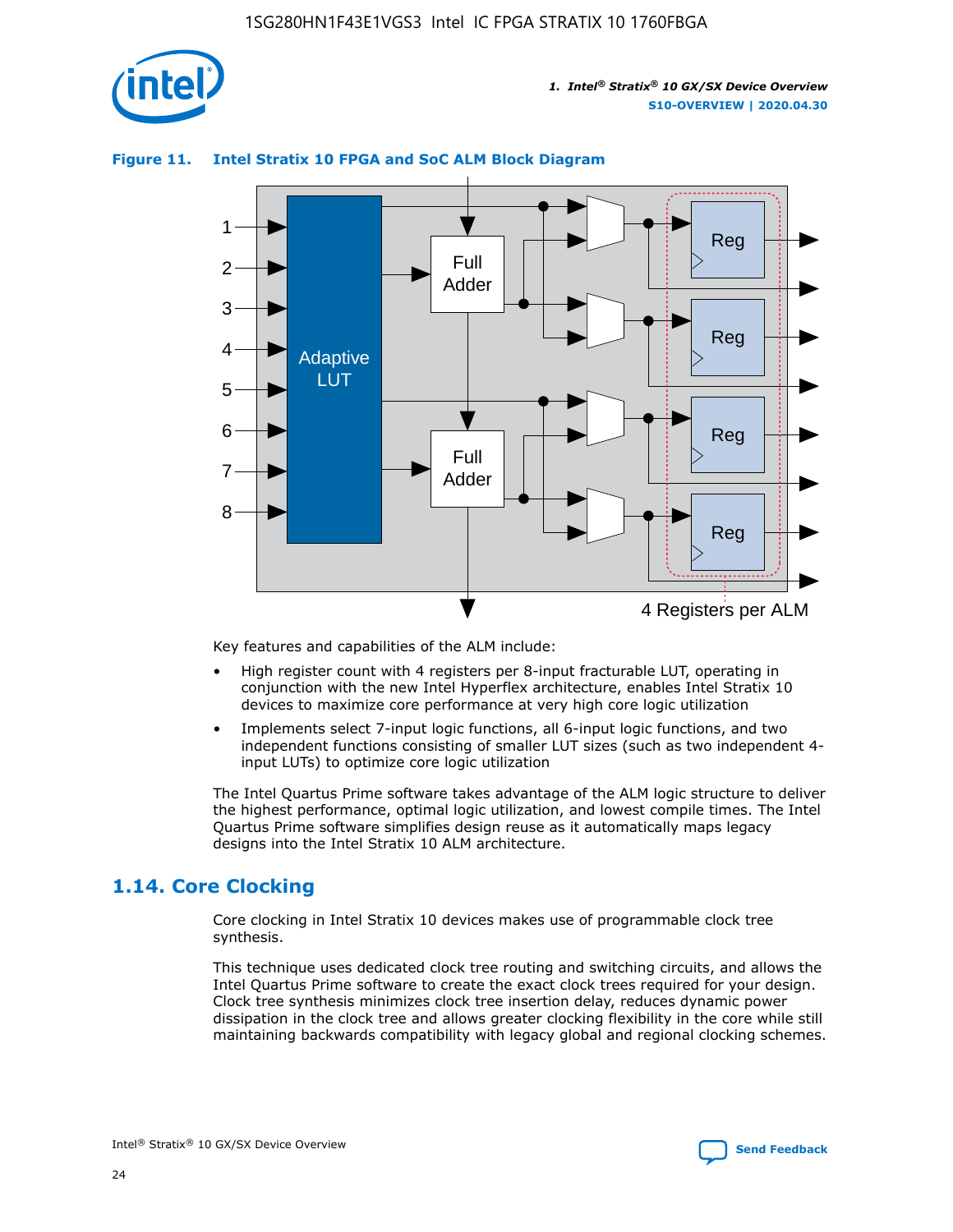**Figure 11. Intel Stratix 10 FPGA and SoC ALM Block Diagram**

Key features and capabilities of the ALM include:

- High register count with 4 registers per 8-input fracturable LUT, operating in conjunction with the new Intel Hyperflex architecture, enables Intel Stratix 10 devices to maximize core performance at very high core logic utilization
- Implements select 7-input logic functions, all 6-input logic functions, and two independent functions consisting of smaller LUT sizes (such as two independent 4-input LUTs) to optimize core logic utilization

The Intel Quartus Prime software takes advantage of the ALM logic structure to deliver the highest performance, optimal logic utilization, and lowest compile times. The Intel Quartus Prime software simplifies design reuse as it automatically maps legacy designs into the Intel Stratix 10 ALM architecture.

## 1.14. Core Clocking

Core clocking in Intel Stratix 10 devices makes use of programmable clock tree synthesis.

This technique uses dedicated clock tree routing and switching circuits, and allows the Intel Quartus Prime software to create the exact clock trees required for your design. Clock tree synthesis minimizes clock tree insertion delay, reduces dynamic power dissipation in the clock tree and allows greater clocking flexibility in the core while still maintaining backwards compatibility with legacy global and regional clocking schemes.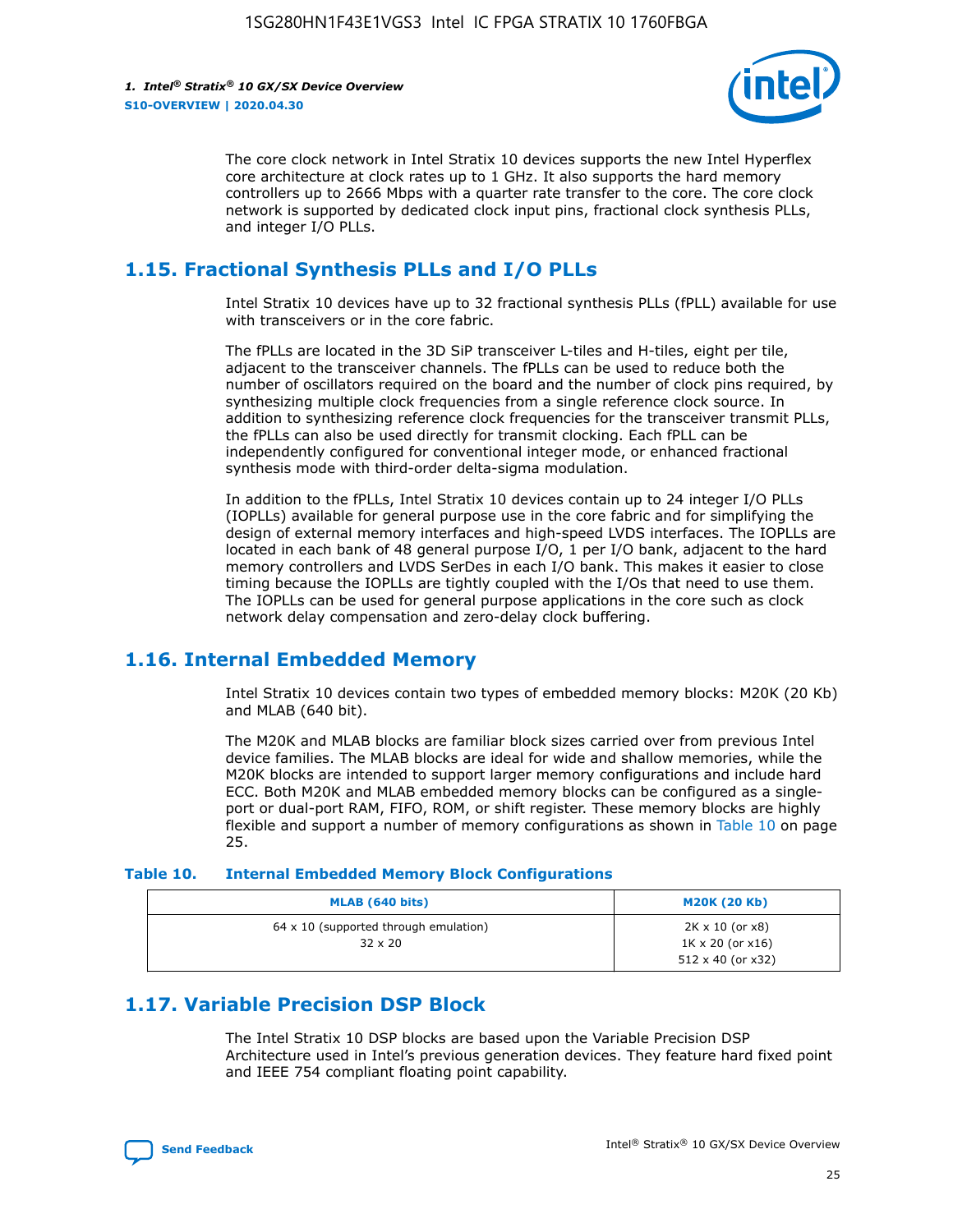The core clock network in Intel Stratix 10 devices supports the new Intel Hyperflex core architecture at clock rates up to 1 GHz. It also supports the hard memory controllers up to 2666 Mbps with a quarter rate transfer to the core. The core clock network is supported by dedicated clock input pins, fractional clock synthesis PLLs, and integer I/O PLLs.

## 1.15. Fractional Synthesis PLLs and I/O PLLs

Intel Stratix 10 devices have up to 32 fractional synthesis PLLs (fPLL) available for use with transceivers or in the core fabric.

The fPLLs are located in the 3D SiP transceiver L-tiles and H-tiles, eight per tile, adjacent to the transceiver channels. The fPLLs can be used to reduce both the number of oscillators required on the board and the number of clock pins required, by synthesizing multiple clock frequencies from a single reference clock source. In addition to synthesizing reference clock frequencies for the transceiver transmit PLLs, the fPLLs can also be used directly for transmit clocking. Each fPLL can be independently configured for conventional integer mode, or enhanced fractional synthesis mode with third-order delta-sigma modulation.

In addition to the fPLLs, Intel Stratix 10 devices contain up to 24 integer I/O PLLs (IOPLLs) available for general purpose use in the core fabric and for simplifying the design of external memory interfaces and high-speed LVDS interfaces. The IOPLLs are located in each bank of 48 general purpose I/O, 1 per I/O bank, adjacent to the hard memory controllers and LVDS SerDes in each I/O bank. This makes it easier to close timing because the IOPLLs are tightly coupled with the I/Os that need to use them. The IOPLLs can be used for general purpose applications in the core such as clock network delay compensation and zero-delay clock buffering.

## 1.16. Internal Embedded Memory

Intel Stratix 10 devices contain two types of embedded memory blocks: M20K (20 Kb) and MLAB (640 bit).

The M20K and MLAB blocks are familiar block sizes carried over from previous Intel device families. The MLAB blocks are ideal for wide and shallow memories, while the M20K blocks are intended to support larger memory configurations and include hard ECC. Both M20K and MLAB embedded memory blocks can be configured as a single-port or dual-port RAM, FIFO, ROM, or shift register. These memory blocks are highly flexible and support a number of memory configurations as shown in Table 10 on page 25.

**Table 10. Internal Embedded Memory Block Configurations**

| MLAB (640 bits) | M20K (20 Kb) |
|---|---|
| 64 x 10 (supported through emulation)<br>32 x 20 | 2K x 10 (or x8)<br>1K x 20 (or x16)<br>512 x 40 (or x32) |

## 1.17. Variable Precision DSP Block

The Intel Stratix 10 DSP blocks are based upon the Variable Precision DSP Architecture used in Intel's previous generation devices. They feature hard fixed point and IEEE 754 compliant floating point capability.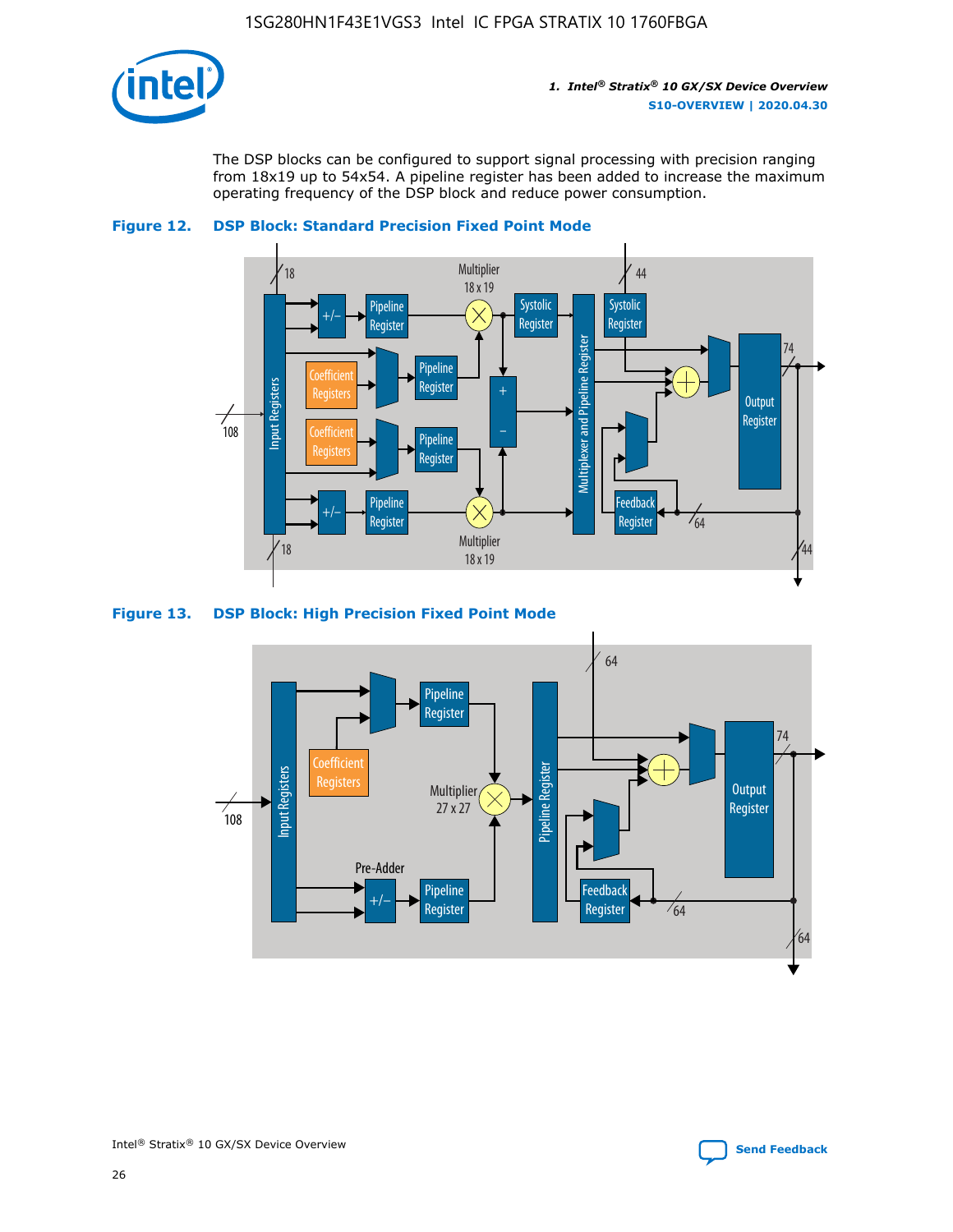The DSP blocks can be configured to support signal processing with precision ranging from 18x19 up to 54x54. A pipeline register has been added to increase the maximum operating frequency of the DSP block and reduce power consumption.

**Figure 12. DSP Block: Standard Precision Fixed Point Mode**

**Figure 13. DSP Block: High Precision Fixed Point Mode**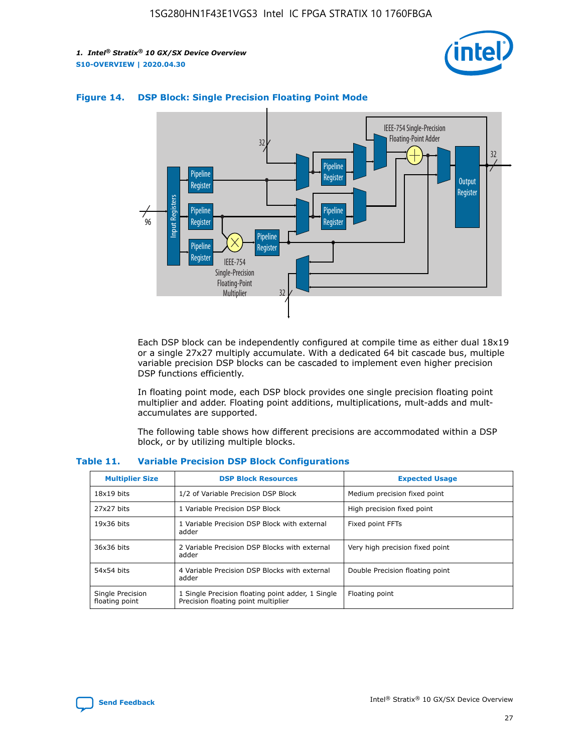**Figure 14. DSP Block: Single Precision Floating Point Mode**

Each DSP block can be independently configured at compile time as either dual 18x19 or a single 27x27 multiply accumulate. With a dedicated 64 bit cascade bus, multiple variable precision DSP blocks can be cascaded to implement even higher precision DSP functions efficiently.

In floating point mode, each DSP block provides one single precision floating point multiplier and adder. Floating point additions, multiplications, mult-adds and mult-accumulates are supported.

The following table shows how different precisions are accommodated within a DSP block, or by utilizing multiple blocks.

**Table 11. Variable Precision DSP Block Configurations**

| Multiplier Size | DSP Block Resources | Expected Usage |
| --- | --- | --- |
| 18x19 bits | 1/2 of Variable Precision DSP Block | Medium precision fixed point |
| 27x27 bits | 1 Variable Precision DSP Block | High precision fixed point |
| 19x36 bits | 1 Variable Precision DSP Block with external adder | Fixed point FFTs |
| 36x36 bits | 2 Variable Precision DSP Blocks with external adder | Very high precision fixed point |
| 54x54 bits | 4 Variable Precision DSP Blocks with external adder | Double Precision floating point |
| Single Precision floating point | 1 Single Precision floating point adder, 1 Single Precision floating point multiplier | Floating point |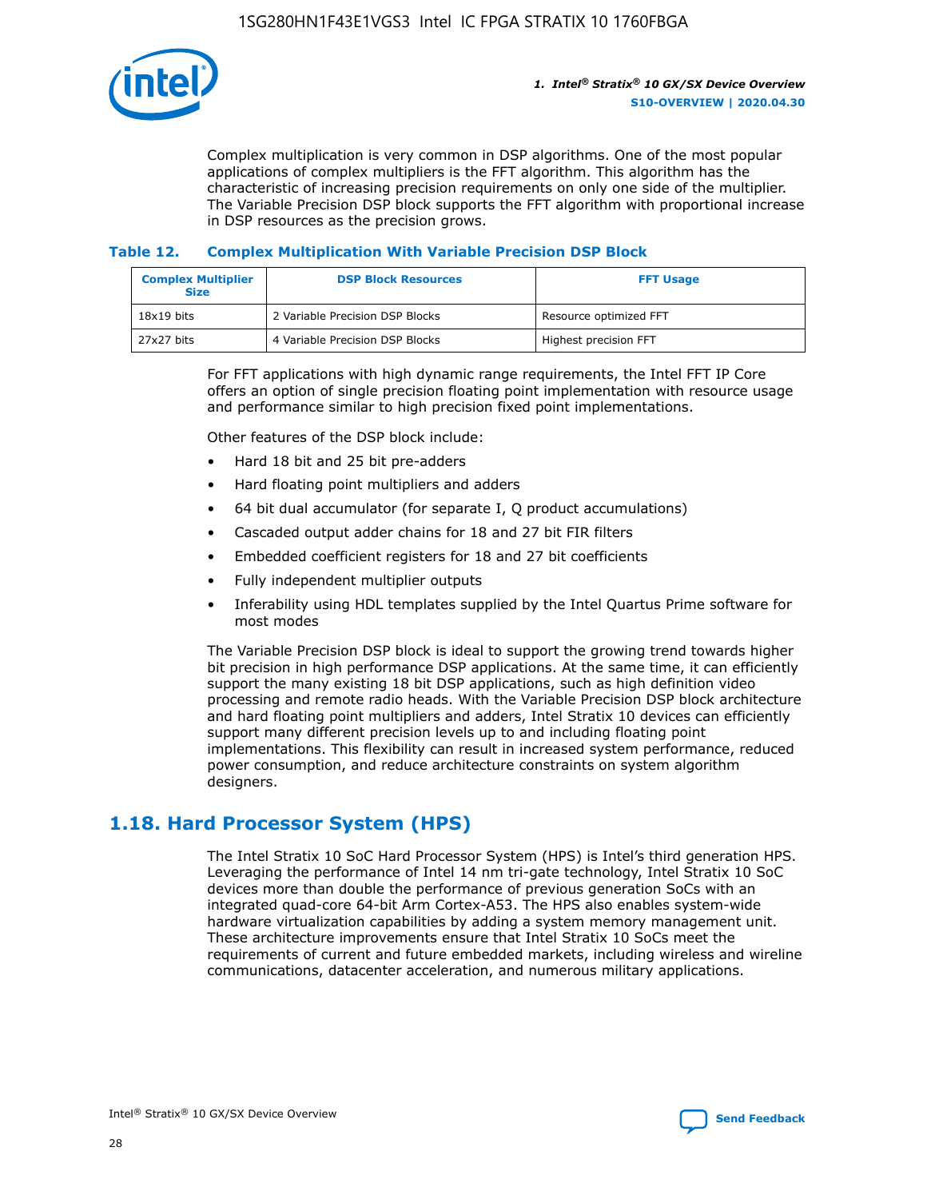Complex multiplication is very common in DSP algorithms. One of the most popular applications of complex multipliers is the FFT algorithm. This algorithm has the characteristic of increasing precision requirements on only one side of the multiplier. The Variable Precision DSP block supports the FFT algorithm with proportional increase in DSP resources as the precision grows.

**Table 12. Complex Multiplication With Variable Precision DSP Block**

| Complex Multiplier Size | DSP Block Resources | FFT Usage |
|---|---|---|
| 18x19 bits | 2 Variable Precision DSP Blocks | Resource optimized FFT |
| 27x27 bits | 4 Variable Precision DSP Blocks | Highest precision FFT |

For FFT applications with high dynamic range requirements, the Intel FFT IP Core offers an option of single precision floating point implementation with resource usage and performance similar to high precision fixed point implementations.

Other features of the DSP block include:

- Hard 18 bit and 25 bit pre-adders
- Hard floating point multipliers and adders
- 64 bit dual accumulator (for separate I, Q product accumulations)
- Cascaded output adder chains for 18 and 27 bit FIR filters
- Embedded coefficient registers for 18 and 27 bit coefficients
- Fully independent multiplier outputs
- Inferability using HDL templates supplied by the Intel Quartus Prime software for most modes

The Variable Precision DSP block is ideal to support the growing trend towards higher bit precision in high performance DSP applications. At the same time, it can efficiently support the many existing 18 bit DSP applications, such as high definition video processing and remote radio heads. With the Variable Precision DSP block architecture and hard floating point multipliers and adders, Intel Stratix 10 devices can efficiently support many different precision levels up to and including floating point implementations. This flexibility can result in increased system performance, reduced power consumption, and reduce architecture constraints on system algorithm designers.

## 1.18. Hard Processor System (HPS)

The Intel Stratix 10 SoC Hard Processor System (HPS) is Intel's third generation HPS. Leveraging the performance of Intel 14 nm tri-gate technology, Intel Stratix 10 SoC devices more than double the performance of previous generation SoCs with an integrated quad-core 64-bit Arm Cortex-A53. The HPS also enables system-wide hardware virtualization capabilities by adding a system memory management unit. These architecture improvements ensure that Intel Stratix 10 SoCs meet the requirements of current and future embedded markets, including wireless and wireline communications, datacenter acceleration, and numerous military applications.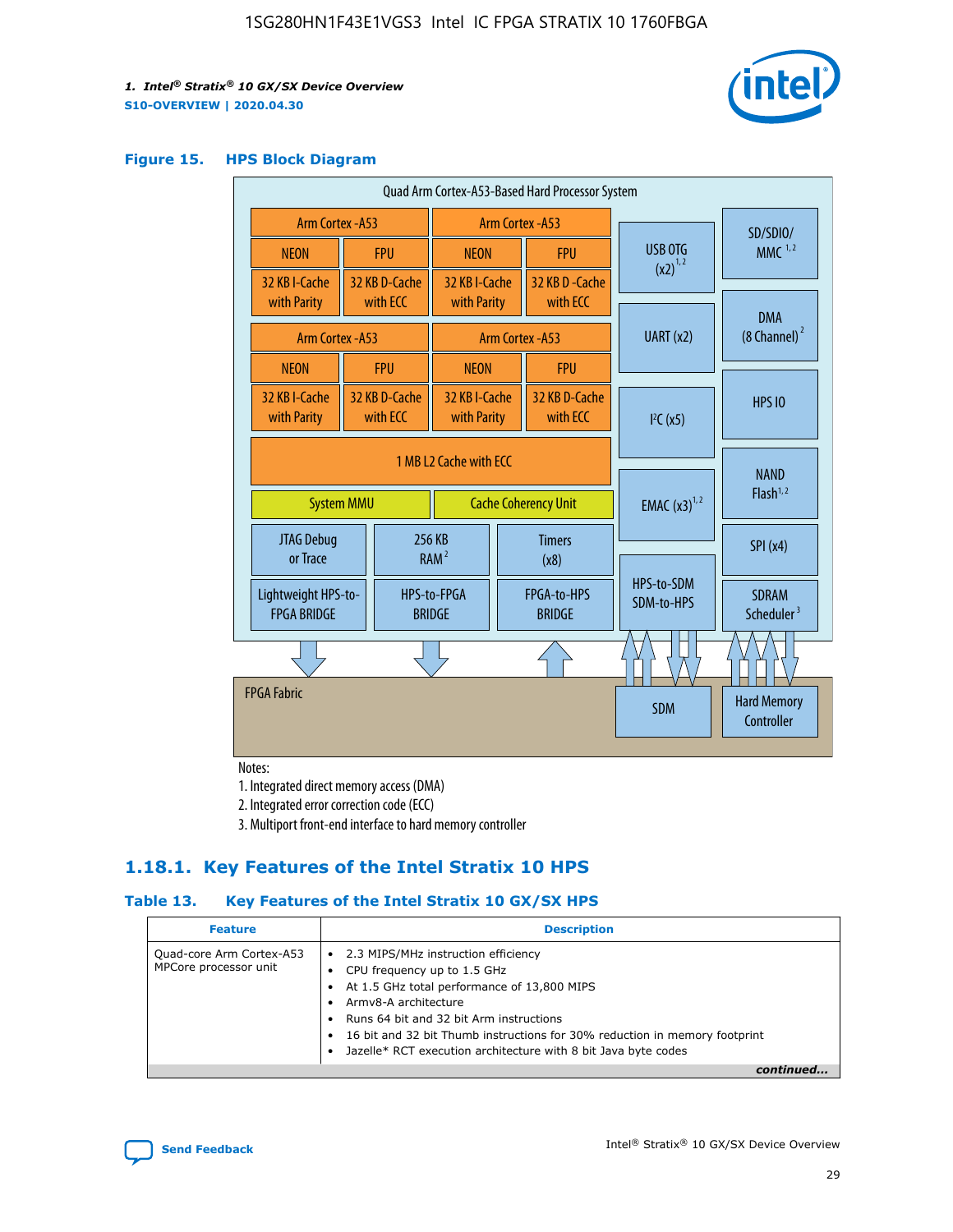**Figure 15. HPS Block Diagram**

Quad Arm Cortex-A53-Based Hard Processor System

| Arm Cortex-A53 | | Arm Cortex-A53 | |
|---|---|---|---|
| NEON | FPU | NEON | FPU |
| 32 KB I-Cache with Parity | 32 KB D-Cache with ECC | 32 KB I-Cache with Parity | 32 KB D-Cache with ECC |
| Arm Cortex-A53 | | Arm Cortex-A53 | |
| NEON | FPU | NEON | FPU |
| 32 KB I-Cache with Parity | 32 KB D-Cache with ECC | 32 KB I-Cache with Parity | 32 KB D-Cache with ECC |

1 MB L2 Cache with ECC

System MMU | Cache Coherency Unit

JTAG Debug or Trace | 256 KB RAM [2] | Timers (x8)

Lightweight HPS-to-FPGA BRIDGE | HPS-to-FPGA BRIDGE | FPGA-to-HPS BRIDGE

USB OTG (x2) [1,2] | UART (x2) | I²C (x5) | EMAC (x3) [1,2] | HPS-to-SDM SDM-to-HPS

SD/SDIO/MMC [1,2] | DMA (8 Channel) [2] | HPS IO | NAND Flash [1,2] | SPI (x4) | SDRAM Scheduler [3]

FPGA Fabric | SDM | Hard Memory Controller

Notes:

1. Integrated direct memory access (DMA)
2. Integrated error correction code (ECC)
3. Multiport front-end interface to hard memory controller

## 1.18.1. Key Features of the Intel Stratix 10 HPS

**Table 13. Key Features of the Intel Stratix 10 GX/SX HPS**

| Feature | Description |
|---|---|
| Quad-core Arm Cortex-A53 MPCore processor unit | • 2.3 MIPS/MHz instruction efficiency<br>• CPU frequency up to 1.5 GHz<br>• At 1.5 GHz total performance of 13,800 MIPS<br>• Armv8-A architecture<br>• Runs 64 bit and 32 bit Arm instructions<br>• 16 bit and 32 bit Thumb instructions for 30% reduction in memory footprint<br>• Jazelle* RCT execution architecture with 8 bit Java byte codes |

*continued...*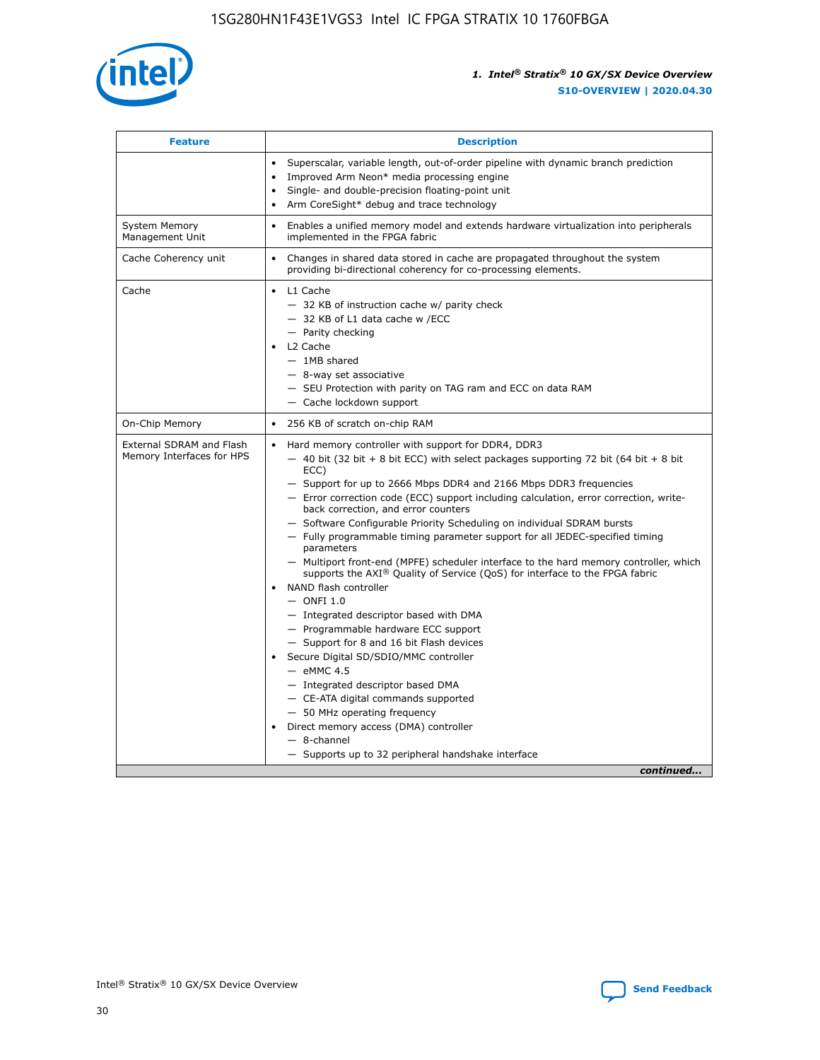| Feature | Description |
| --- | --- |
| | • Superscalar, variable length, out-of-order pipeline with dynamic branch prediction<br>• Improved Arm Neon* media processing engine<br>• Single- and double-precision floating-point unit<br>• Arm CoreSight* debug and trace technology |
| System Memory Management Unit | • Enables a unified memory model and extends hardware virtualization into peripherals implemented in the FPGA fabric |
| Cache Coherency unit | • Changes in shared data stored in cache are propagated throughout the system providing bi-directional coherency for co-processing elements. |
| Cache | • L1 Cache<br>— 32 KB of instruction cache w/ parity check<br>— 32 KB of L1 data cache w /ECC<br>— Parity checking<br>• L2 Cache<br>— 1MB shared<br>— 8-way set associative<br>— SEU Protection with parity on TAG ram and ECC on data RAM<br>— Cache lockdown support |
| On-Chip Memory | • 256 KB of scratch on-chip RAM |
| External SDRAM and Flash Memory Interfaces for HPS | • Hard memory controller with support for DDR4, DDR3<br>— 40 bit (32 bit + 8 bit ECC) with select packages supporting 72 bit (64 bit + 8 bit ECC)<br>— Support for up to 2666 Mbps DDR4 and 2166 Mbps DDR3 frequencies<br>— Error correction code (ECC) support including calculation, error correction, write-back correction, and error counters<br>— Software Configurable Priority Scheduling on individual SDRAM bursts<br>— Fully programmable timing parameter support for all JEDEC-specified timing parameters<br>— Multiport front-end (MPFE) scheduler interface to the hard memory controller, which supports the AXI® Quality of Service (QoS) for interface to the FPGA fabric<br>• NAND flash controller<br>— ONFI 1.0<br>— Integrated descriptor based with DMA<br>— Programmable hardware ECC support<br>— Support for 8 and 16 bit Flash devices<br>• Secure Digital SD/SDIO/MMC controller<br>— eMMC 4.5<br>— Integrated descriptor based DMA<br>— CE-ATA digital commands supported<br>— 50 MHz operating frequency<br>• Direct memory access (DMA) controller<br>— 8-channel<br>— Supports up to 32 peripheral handshake interface |

*continued...*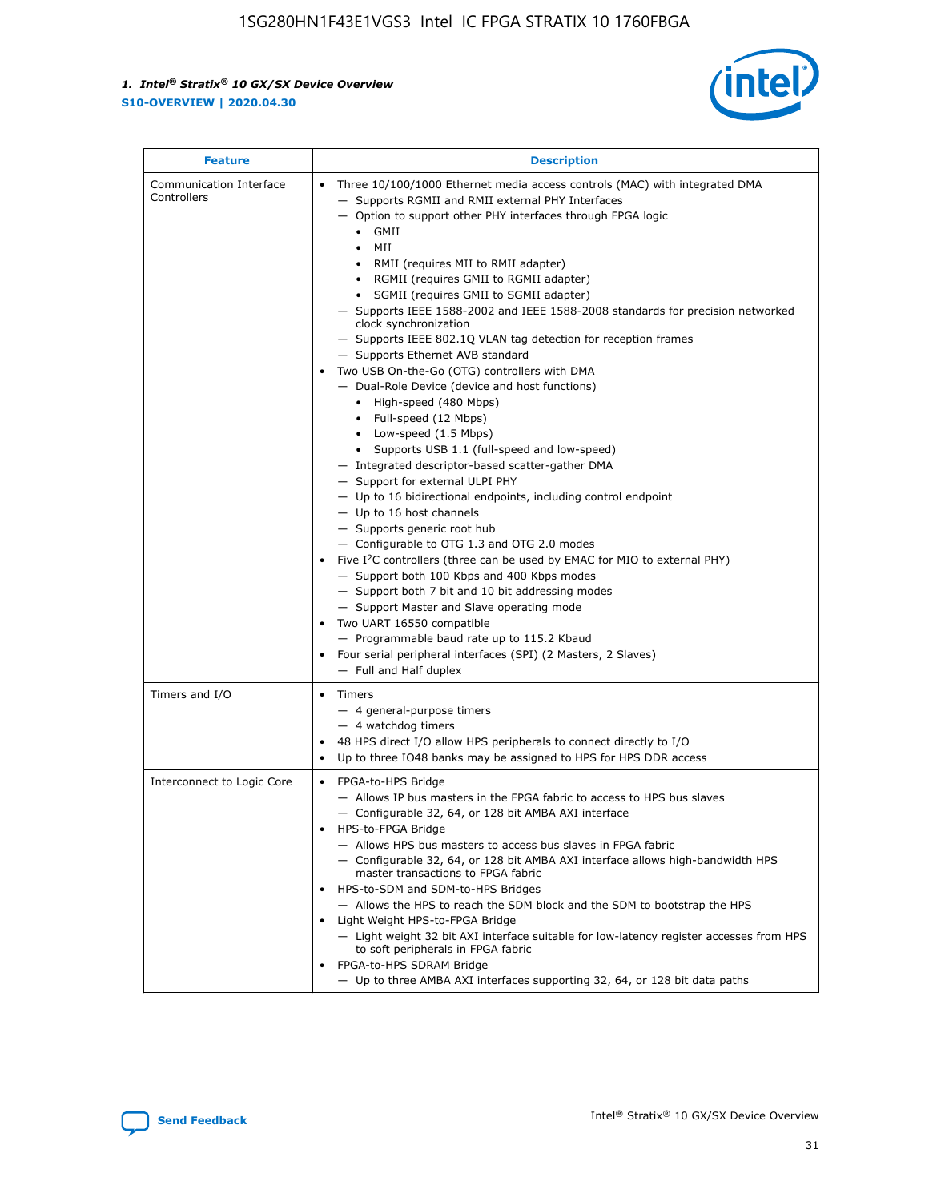| Feature | Description |
| --- | --- |
| Communication Interface Controllers | • Three 10/100/1000 Ethernet media access controls (MAC) with integrated DMA<br>— Supports RGMII and RMII external PHY Interfaces<br>— Option to support other PHY interfaces through FPGA logic<br>• GMII<br>• MII<br>• RMII (requires MII to RMII adapter)<br>• RGMII (requires GMII to RGMII adapter)<br>• SGMII (requires GMII to SGMII adapter)<br>— Supports IEEE 1588-2002 and IEEE 1588-2008 standards for precision networked clock synchronization<br>— Supports IEEE 802.1Q VLAN tag detection for reception frames<br>— Supports Ethernet AVB standard<br>• Two USB On-the-Go (OTG) controllers with DMA<br>— Dual-Role Device (device and host functions)<br>• High-speed (480 Mbps)<br>• Full-speed (12 Mbps)<br>• Low-speed (1.5 Mbps)<br>• Supports USB 1.1 (full-speed and low-speed)<br>— Integrated descriptor-based scatter-gather DMA<br>— Support for external ULPI PHY<br>— Up to 16 bidirectional endpoints, including control endpoint<br>— Up to 16 host channels<br>— Supports generic root hub<br>— Configurable to OTG 1.3 and OTG 2.0 modes<br>• Five I2C controllers (three can be used by EMAC for MIO to external PHY)<br>— Support both 100 Kbps and 400 Kbps modes<br>— Support both 7 bit and 10 bit addressing modes<br>— Support Master and Slave operating mode<br>• Two UART 16550 compatible<br>— Programmable baud rate up to 115.2 Kbaud<br>• Four serial peripheral interfaces (SPI) (2 Masters, 2 Slaves)<br>— Full and Half duplex |
| Timers and I/O | • Timers<br>— 4 general-purpose timers<br>— 4 watchdog timers<br>• 48 HPS direct I/O allow HPS peripherals to connect directly to I/O<br>• Up to three IO48 banks may be assigned to HPS for HPS DDR access |
| Interconnect to Logic Core | • FPGA-to-HPS Bridge<br>— Allows IP bus masters in the FPGA fabric to access to HPS bus slaves<br>— Configurable 32, 64, or 128 bit AMBA AXI interface<br>• HPS-to-FPGA Bridge<br>— Allows HPS bus masters to access bus slaves in FPGA fabric<br>— Configurable 32, 64, or 128 bit AMBA AXI interface allows high-bandwidth HPS master transactions to FPGA fabric<br>• HPS-to-SDM and SDM-to-HPS Bridges<br>— Allows the HPS to reach the SDM block and the SDM to bootstrap the HPS<br>• Light Weight HPS-to-FPGA Bridge<br>— Light weight 32 bit AXI interface suitable for low-latency register accesses from HPS to soft peripherals in FPGA fabric<br>• FPGA-to-HPS SDRAM Bridge<br>— Up to three AMBA AXI interfaces supporting 32, 64, or 128 bit data paths |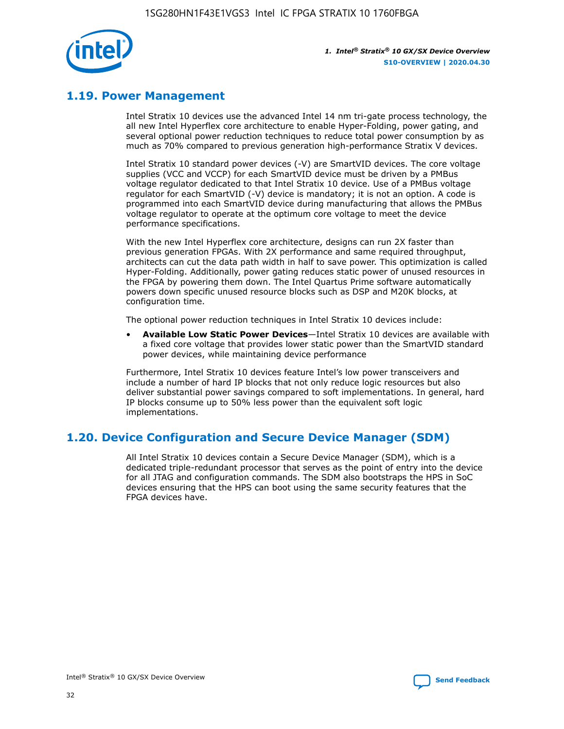## 1.19. Power Management

Intel Stratix 10 devices use the advanced Intel 14 nm tri-gate process technology, the all new Intel Hyperflex core architecture to enable Hyper-Folding, power gating, and several optional power reduction techniques to reduce total power consumption by as much as 70% compared to previous generation high-performance Stratix V devices.

Intel Stratix 10 standard power devices (-V) are SmartVID devices. The core voltage supplies (VCC and VCCP) for each SmartVID device must be driven by a PMBus voltage regulator dedicated to that Intel Stratix 10 device. Use of a PMBus voltage regulator for each SmartVID (-V) device is mandatory; it is not an option. A code is programmed into each SmartVID device during manufacturing that allows the PMBus voltage regulator to operate at the optimum core voltage to meet the device performance specifications.

With the new Intel Hyperflex core architecture, designs can run 2X faster than previous generation FPGAs. With 2X performance and same required throughput, architects can cut the data path width in half to save power. This optimization is called Hyper-Folding. Additionally, power gating reduces static power of unused resources in the FPGA by powering them down. The Intel Quartus Prime software automatically powers down specific unused resource blocks such as DSP and M20K blocks, at configuration time.

The optional power reduction techniques in Intel Stratix 10 devices include:

- **Available Low Static Power Devices**—Intel Stratix 10 devices are available with a fixed core voltage that provides lower static power than the SmartVID standard power devices, while maintaining device performance

Furthermore, Intel Stratix 10 devices feature Intel's low power transceivers and include a number of hard IP blocks that not only reduce logic resources but also deliver substantial power savings compared to soft implementations. In general, hard IP blocks consume up to 50% less power than the equivalent soft logic implementations.

## 1.20. Device Configuration and Secure Device Manager (SDM)

All Intel Stratix 10 devices contain a Secure Device Manager (SDM), which is a dedicated triple-redundant processor that serves as the point of entry into the device for all JTAG and configuration commands. The SDM also bootstraps the HPS in SoC devices ensuring that the HPS can boot using the same security features that the FPGA devices have.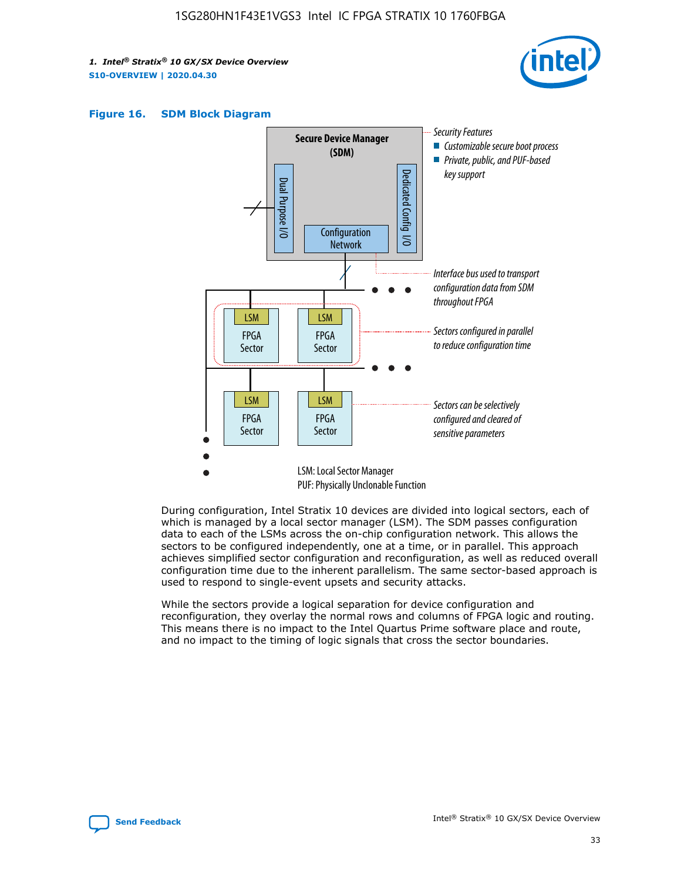**Figure 16. SDM Block Diagram**

Secure Device Manager (SDM)

Dual Purpose I/O

Dedicated Config I/O

Configuration Network

Security Features
- Customizable secure boot process
- Private, public, and PUF-based key support

Interface bus used to transport configuration data from SDM throughout FPGA

Sectors configured in parallel to reduce configuration time

Sectors can be selectively configured and cleared of sensitive parameters

LSM: Local Sector Manager
PUF: Physically Unclonable Function

During configuration, Intel Stratix 10 devices are divided into logical sectors, each of which is managed by a local sector manager (LSM). The SDM passes configuration data to each of the LSMs across the on-chip configuration network. This allows the sectors to be configured independently, one at a time, or in parallel. This approach achieves simplified sector configuration and reconfiguration, as well as reduced overall configuration time due to the inherent parallelism. The same sector-based approach is used to respond to single-event upsets and security attacks.

While the sectors provide a logical separation for device configuration and reconfiguration, they overlay the normal rows and columns of FPGA logic and routing. This means there is no impact to the Intel Quartus Prime software place and route, and no impact to the timing of logic signals that cross the sector boundaries.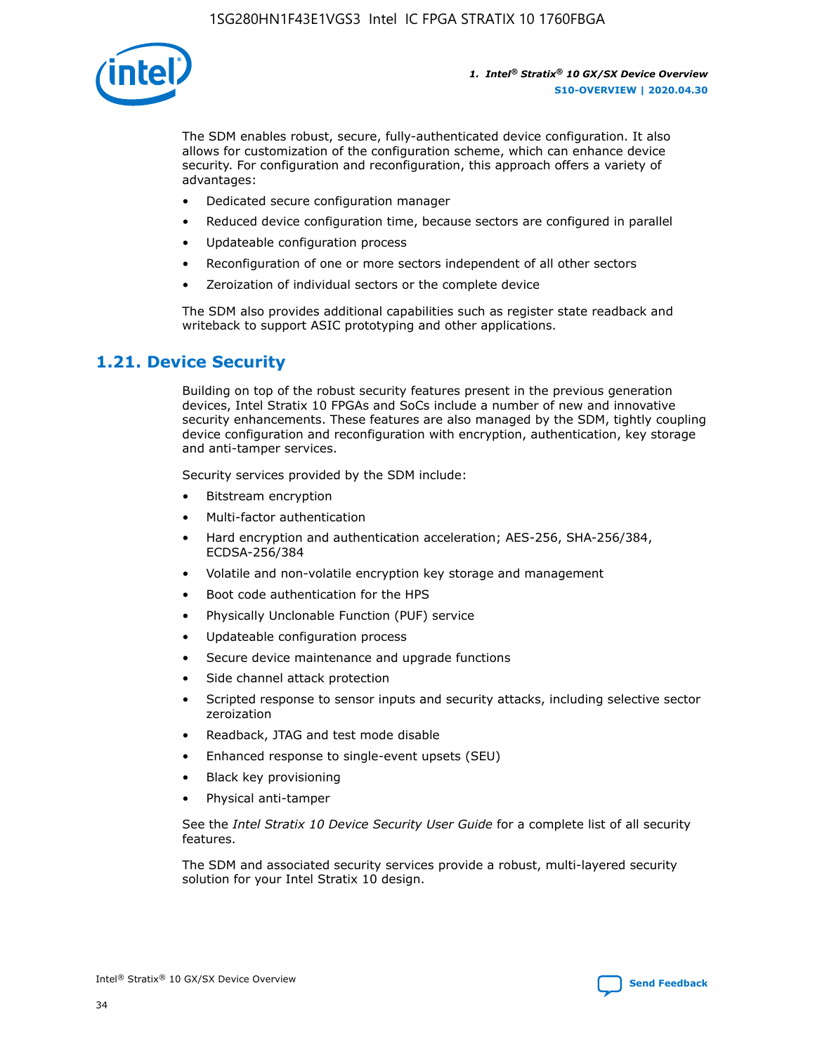The SDM enables robust, secure, fully-authenticated device configuration. It also allows for customization of the configuration scheme, which can enhance device security. For configuration and reconfiguration, this approach offers a variety of advantages:

- Dedicated secure configuration manager
- Reduced device configuration time, because sectors are configured in parallel
- Updateable configuration process
- Reconfiguration of one or more sectors independent of all other sectors
- Zeroization of individual sectors or the complete device

The SDM also provides additional capabilities such as register state readback and writeback to support ASIC prototyping and other applications.

## 1.21. Device Security

Building on top of the robust security features present in the previous generation devices, Intel Stratix 10 FPGAs and SoCs include a number of new and innovative security enhancements. These features are also managed by the SDM, tightly coupling device configuration and reconfiguration with encryption, authentication, key storage and anti-tamper services.

Security services provided by the SDM include:

- Bitstream encryption
- Multi-factor authentication
- Hard encryption and authentication acceleration; AES-256, SHA-256/384, ECDSA-256/384
- Volatile and non-volatile encryption key storage and management
- Boot code authentication for the HPS
- Physically Unclonable Function (PUF) service
- Updateable configuration process
- Secure device maintenance and upgrade functions
- Side channel attack protection
- Scripted response to sensor inputs and security attacks, including selective sector zeroization
- Readback, JTAG and test mode disable
- Enhanced response to single-event upsets (SEU)
- Black key provisioning
- Physical anti-tamper

See the *Intel Stratix 10 Device Security User Guide* for a complete list of all security features.

The SDM and associated security services provide a robust, multi-layered security solution for your Intel Stratix 10 design.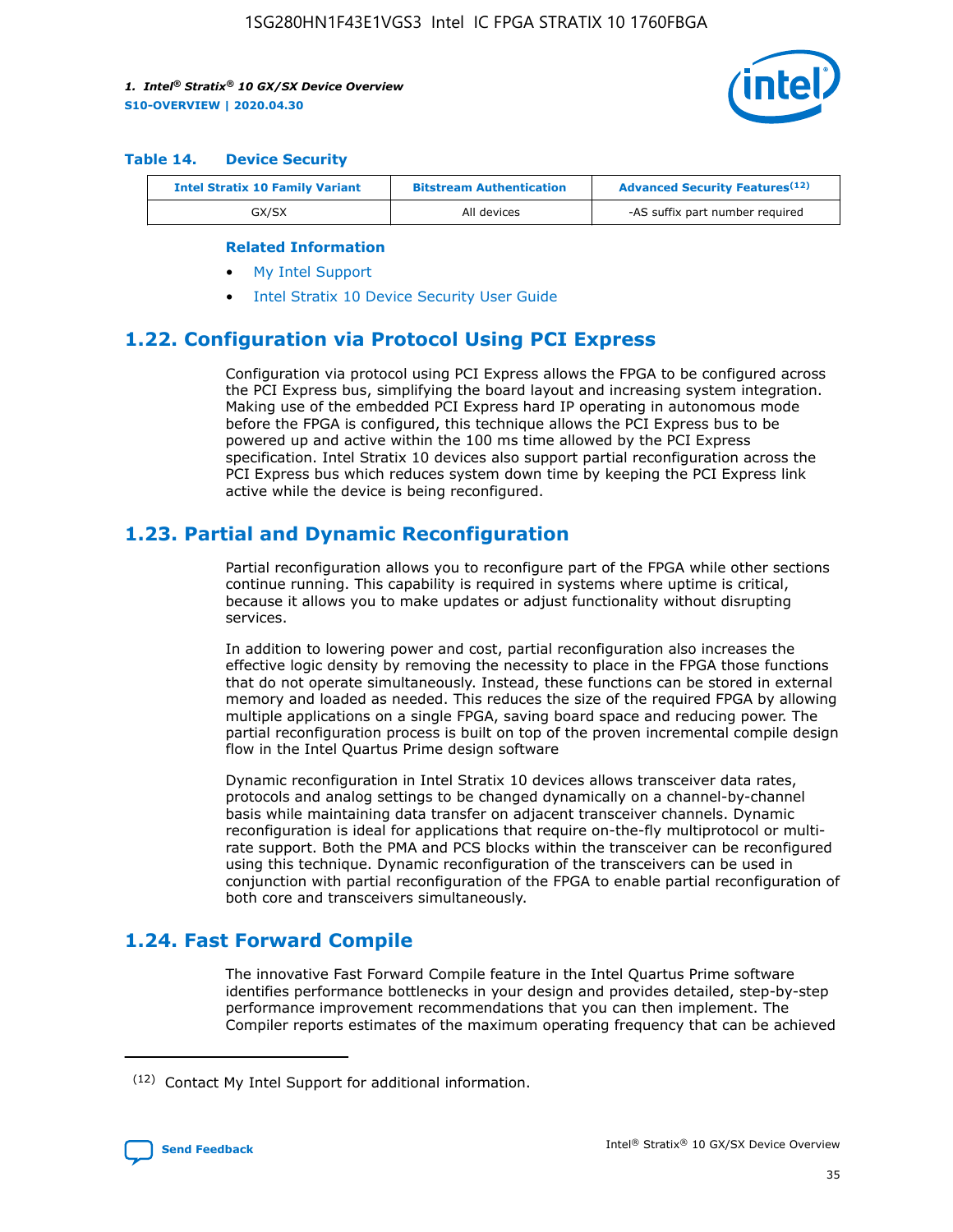**Table 14. Device Security**

| Intel Stratix 10 Family Variant | Bitstream Authentication | Advanced Security Features[(12)] |
| --- | --- | --- |
| GX/SX | All devices | -AS suffix part number required |

**Related Information**

- My Intel Support
- Intel Stratix 10 Device Security User Guide

## 1.22. Configuration via Protocol Using PCI Express

Configuration via protocol using PCI Express allows the FPGA to be configured across the PCI Express bus, simplifying the board layout and increasing system integration. Making use of the embedded PCI Express hard IP operating in autonomous mode before the FPGA is configured, this technique allows the PCI Express bus to be powered up and active within the 100 ms time allowed by the PCI Express specification. Intel Stratix 10 devices also support partial reconfiguration across the PCI Express bus which reduces system down time by keeping the PCI Express link active while the device is being reconfigured.

## 1.23. Partial and Dynamic Reconfiguration

Partial reconfiguration allows you to reconfigure part of the FPGA while other sections continue running. This capability is required in systems where uptime is critical, because it allows you to make updates or adjust functionality without disrupting services.

In addition to lowering power and cost, partial reconfiguration also increases the effective logic density by removing the necessity to place in the FPGA those functions that do not operate simultaneously. Instead, these functions can be stored in external memory and loaded as needed. This reduces the size of the required FPGA by allowing multiple applications on a single FPGA, saving board space and reducing power. The partial reconfiguration process is built on top of the proven incremental compile design flow in the Intel Quartus Prime design software

Dynamic reconfiguration in Intel Stratix 10 devices allows transceiver data rates, protocols and analog settings to be changed dynamically on a channel-by-channel basis while maintaining data transfer on adjacent transceiver channels. Dynamic reconfiguration is ideal for applications that require on-the-fly multiprotocol or multi-rate support. Both the PMA and PCS blocks within the transceiver can be reconfigured using this technique. Dynamic reconfiguration of the transceivers can be used in conjunction with partial reconfiguration of the FPGA to enable partial reconfiguration of both core and transceivers simultaneously.

## 1.24. Fast Forward Compile

The innovative Fast Forward Compile feature in the Intel Quartus Prime software identifies performance bottlenecks in your design and provides detailed, step-by-step performance improvement recommendations that you can then implement. The Compiler reports estimates of the maximum operating frequency that can be achieved

(12) Contact My Intel Support for additional information.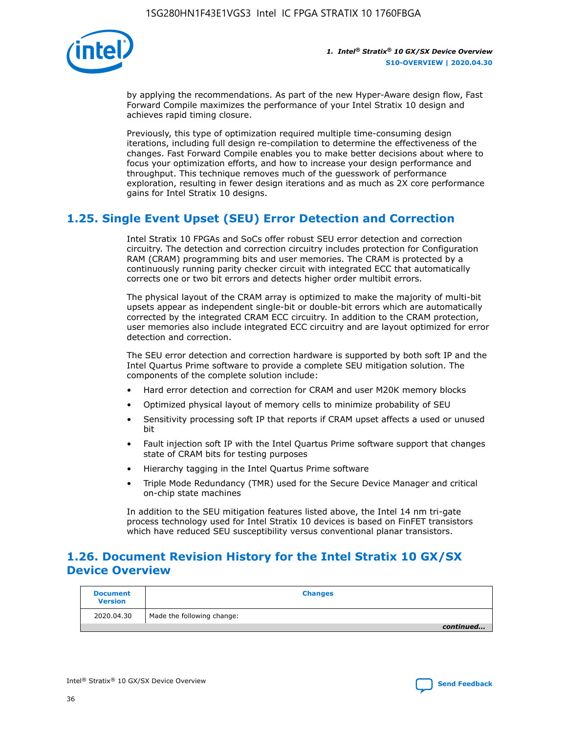by applying the recommendations. As part of the new Hyper-Aware design flow, Fast Forward Compile maximizes the performance of your Intel Stratix 10 design and achieves rapid timing closure.

Previously, this type of optimization required multiple time-consuming design iterations, including full design re-compilation to determine the effectiveness of the changes. Fast Forward Compile enables you to make better decisions about where to focus your optimization efforts, and how to increase your design performance and throughput. This technique removes much of the guesswork of performance exploration, resulting in fewer design iterations and as much as 2X core performance gains for Intel Stratix 10 designs.

## 1.25. Single Event Upset (SEU) Error Detection and Correction

Intel Stratix 10 FPGAs and SoCs offer robust SEU error detection and correction circuitry. The detection and correction circuitry includes protection for Configuration RAM (CRAM) programming bits and user memories. The CRAM is protected by a continuously running parity checker circuit with integrated ECC that automatically corrects one or two bit errors and detects higher order multibit errors.

The physical layout of the CRAM array is optimized to make the majority of multi-bit upsets appear as independent single-bit or double-bit errors which are automatically corrected by the integrated CRAM ECC circuitry. In addition to the CRAM protection, user memories also include integrated ECC circuitry and are layout optimized for error detection and correction.

The SEU error detection and correction hardware is supported by both soft IP and the Intel Quartus Prime software to provide a complete SEU mitigation solution. The components of the complete solution include:

- Hard error detection and correction for CRAM and user M20K memory blocks
- Optimized physical layout of memory cells to minimize probability of SEU
- Sensitivity processing soft IP that reports if CRAM upset affects a used or unused bit
- Fault injection soft IP with the Intel Quartus Prime software support that changes state of CRAM bits for testing purposes
- Hierarchy tagging in the Intel Quartus Prime software
- Triple Mode Redundancy (TMR) used for the Secure Device Manager and critical on-chip state machines

In addition to the SEU mitigation features listed above, the Intel 14 nm tri-gate process technology used for Intel Stratix 10 devices is based on FinFET transistors which have reduced SEU susceptibility versus conventional planar transistors.

## 1.26. Document Revision History for the Intel Stratix 10 GX/SX Device Overview

| Document Version | Changes |
| --- | --- |
| 2020.04.30 | Made the following change: |
| | *continued...* |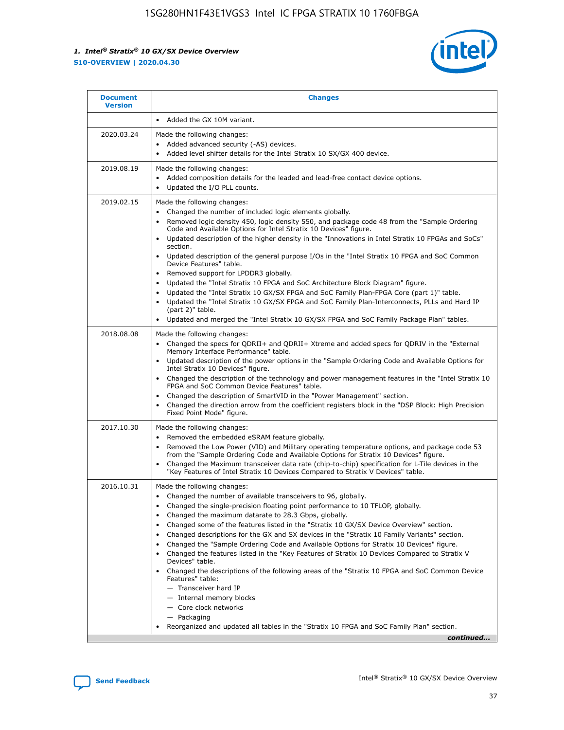| Document Version | Changes |
| --- | --- |
| | • Added the GX 10M variant. |
| 2020.03.24 | Made the following changes:<br>• Added advanced security (-AS) devices.<br>• Added level shifter details for the Intel Stratix 10 SX/GX 400 device. |
| 2019.08.19 | Made the following changes:<br>• Added composition details for the leaded and lead-free contact device options.<br>• Updated the I/O PLL counts. |
| 2019.02.15 | Made the following changes:<br>• Changed the number of included logic elements globally.<br>• Removed logic density 450, logic density 550, and package code 48 from the "Sample Ordering Code and Available Options for Intel Stratix 10 Devices" figure.<br>• Updated description of the higher density in the "Innovations in Intel Stratix 10 FPGAs and SoCs" section.<br>• Updated description of the general purpose I/Os in the "Intel Stratix 10 FPGA and SoC Common Device Features" table.<br>• Removed support for LPDDR3 globally.<br>• Updated the "Intel Stratix 10 FPGA and SoC Architecture Block Diagram" figure.<br>• Updated the "Intel Stratix 10 GX/SX FPGA and SoC Family Plan-FPGA Core (part 1)" table.<br>• Updated the "Intel Stratix 10 GX/SX FPGA and SoC Family Plan-Interconnects, PLLs and Hard IP (part 2)" table.<br>• Updated and merged the "Intel Stratix 10 GX/SX FPGA and SoC Family Package Plan" tables. |
| 2018.08.08 | Made the following changes:<br>• Changed the specs for QDRII+ and QDRII+ Xtreme and added specs for QDRIV in the "External Memory Interface Performance" table.<br>• Updated description of the power options in the "Sample Ordering Code and Available Options for Intel Stratix 10 Devices" figure.<br>• Changed the description of the technology and power management features in the "Intel Stratix 10 FPGA and SoC Common Device Features" table.<br>• Changed the description of SmartVID in the "Power Management" section.<br>• Changed the direction arrow from the coefficient registers block in the "DSP Block: High Precision Fixed Point Mode" figure. |
| 2017.10.30 | Made the following changes:<br>• Removed the embedded eSRAM feature globally.<br>• Removed the Low Power (VID) and Military operating temperature options, and package code 53 from the "Sample Ordering Code and Available Options for Stratix 10 Devices" figure.<br>• Changed the Maximum transceiver data rate (chip-to-chip) specification for L-Tile devices in the "Key Features of Intel Stratix 10 Devices Compared to Stratix V Devices" table. |
| 2016.10.31 | Made the following changes:<br>• Changed the number of available transceivers to 96, globally.<br>• Changed the single-precision floating point performance to 10 TFLOP, globally.<br>• Changed the maximum datarate to 28.3 Gbps, globally.<br>• Changed some of the features listed in the "Stratix 10 GX/SX Device Overview" section.<br>• Changed descriptions for the GX and SX devices in the "Stratix 10 Family Variants" section.<br>• Changed the "Sample Ordering Code and Available Options for Stratix 10 Devices" figure.<br>• Changed the features listed in the "Key Features of Stratix 10 Devices Compared to Stratix V Devices" table.<br>• Changed the descriptions of the following areas of the "Stratix 10 FPGA and SoC Common Device Features" table:<br>— Transceiver hard IP<br>— Internal memory blocks<br>— Core clock networks<br>— Packaging<br>• Reorganized and updated all tables in the "Stratix 10 FPGA and SoC Family Plan" section. |

*continued...*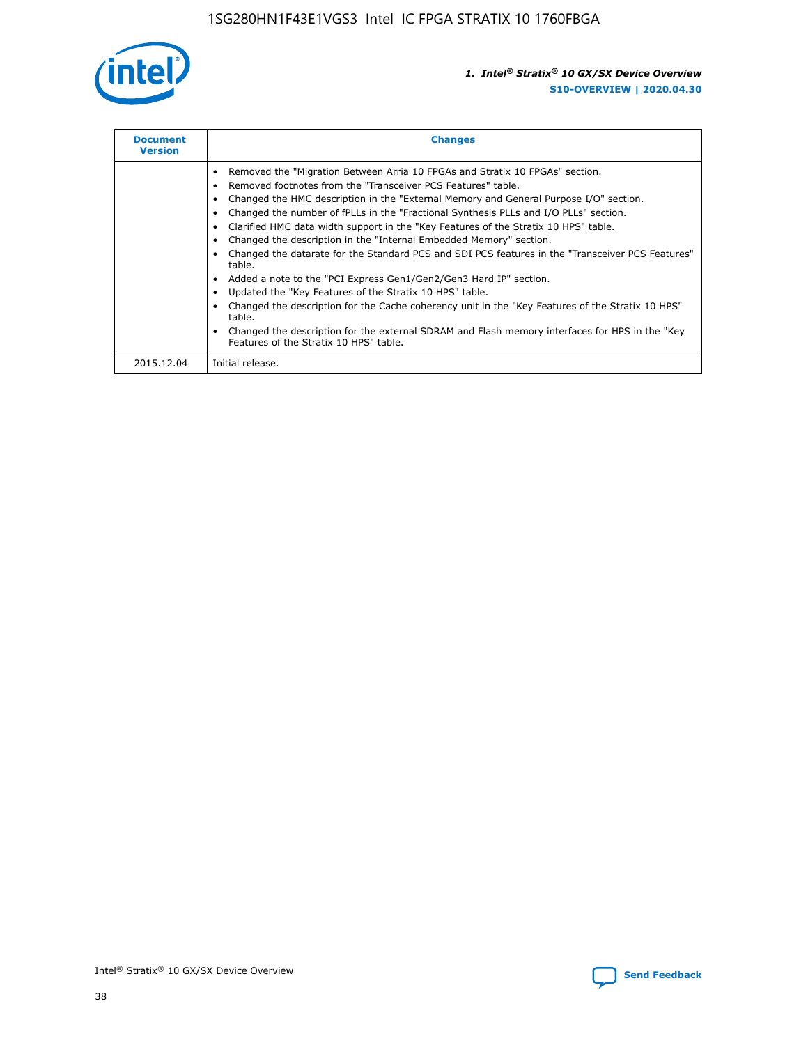| Document Version | Changes |
| --- | --- |
| | • Removed the "Migration Between Arria 10 FPGAs and Stratix 10 FPGAs" section.<br>• Removed footnotes from the "Transceiver PCS Features" table.<br>• Changed the HMC description in the "External Memory and General Purpose I/O" section.<br>• Changed the number of fPLLs in the "Fractional Synthesis PLLs and I/O PLLs" section.<br>• Clarified HMC data width support in the "Key Features of the Stratix 10 HPS" table.<br>• Changed the description in the "Internal Embedded Memory" section.<br>• Changed the datarate for the Standard PCS and SDI PCS features in the "Transceiver PCS Features" table.<br>• Added a note to the "PCI Express Gen1/Gen2/Gen3 Hard IP" section.<br>• Updated the "Key Features of the Stratix 10 HPS" table.<br>• Changed the description for the Cache coherency unit in the "Key Features of the Stratix 10 HPS" table.<br>• Changed the description for the external SDRAM and Flash memory interfaces for HPS in the "Key Features of the Stratix 10 HPS" table. |
| 2015.12.04 | Initial release. |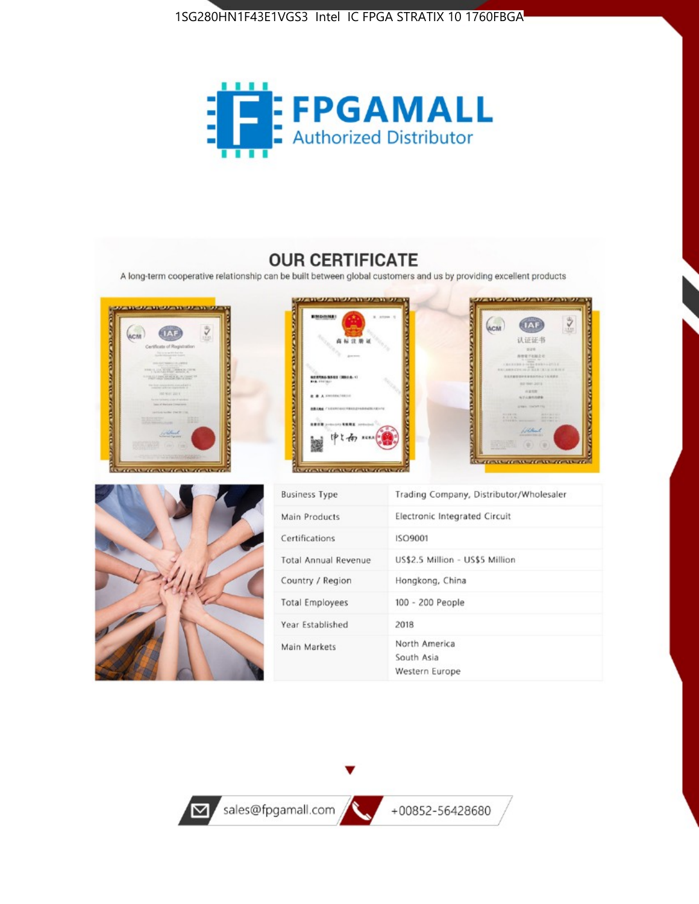FPGAMALL
Authorized Distributor

## OUR CERTIFICATE

A long-term cooperative relationship can be built between global customers and us by providing excellent products

| | |
|---|---|
| Business Type | Trading Company, Distributor/Wholesaler |
| Main Products | Electronic Integrated Circuit |
| Certifications | ISO9001 |
| Total Annual Revenue | US$2.5 Million - US$5 Million |
| Country / Region | Hongkong, China |
| Total Employees | 100 - 200 People |
| Year Established | 2018 |
| Main Markets | North America<br>South Asia<br>Western Europe |

sales@fpgamall.com

+00852-56428680